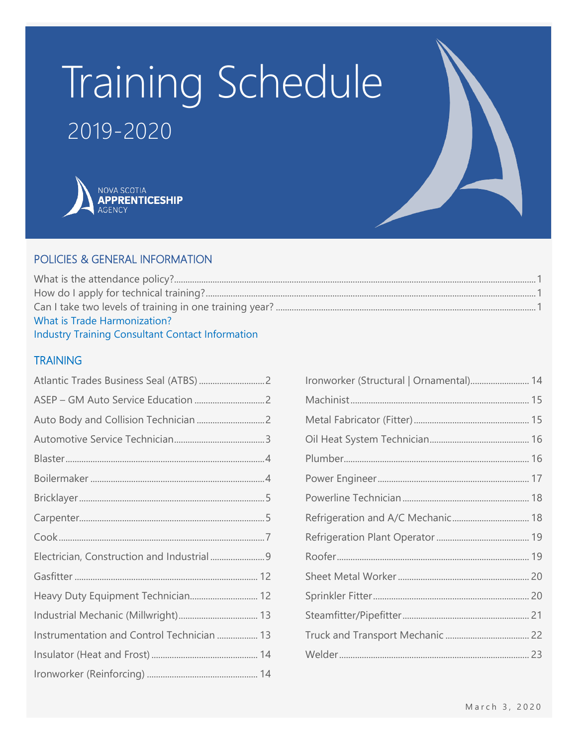# Training Schedule

## 2019-2020

NOVA SCOTIA
**APPRENTICESHIP**
AGENCY

## POLICIES & GENERAL INFORMATION

What is the attendance policy?............................................................1
How do I apply for technical training?..............................................1
Can I take two levels of training in one training year? .......................1
What is Trade Harmonization?
Industry Training Consultant Contact Information

## TRAINING

Atlantic Trades Business Seal (ATBS) ..............................2
ASEP – GM Auto Service Education ................................2
Auto Body and Collision Technician ................................2
Automotive Service Technician..........................................3
Blaster........................................................................................4
Boilermaker ..............................................................................4
Bricklayer..................................................................................5
Carpenter..................................................................................5
Cook...........................................................................................7
Electrician, Construction and Industrial .........................9
Gasfitter ..................................................................................12
Heavy Duty Equipment Technician................................12
Industrial Mechanic (Millwright)....................................13
Instrumentation and Control Technician ...................13
Insulator (Heat and Frost) ................................................14
Ironworker (Reinforcing) ..................................................14
Ironworker (Structural | Ornamental)...........................14
Machinist................................................................................15
Metal Fabricator (Fitter)....................................................15
Oil Heat System Technician.............................................16
Plumber...................................................................................16
Power Engineer....................................................................17
Powerline Technician .........................................................18
Refrigeration and A/C Mechanic....................................18
Refrigeration Plant Operator ..........................................19
Roofer......................................................................................19
Sheet Metal Worker ...........................................................20
Sprinkler Fitter......................................................................20
Steamfitter/Pipefitter.........................................................21
Truck and Transport Mechanic ......................................22
Welder.....................................................................................23

March 3, 2020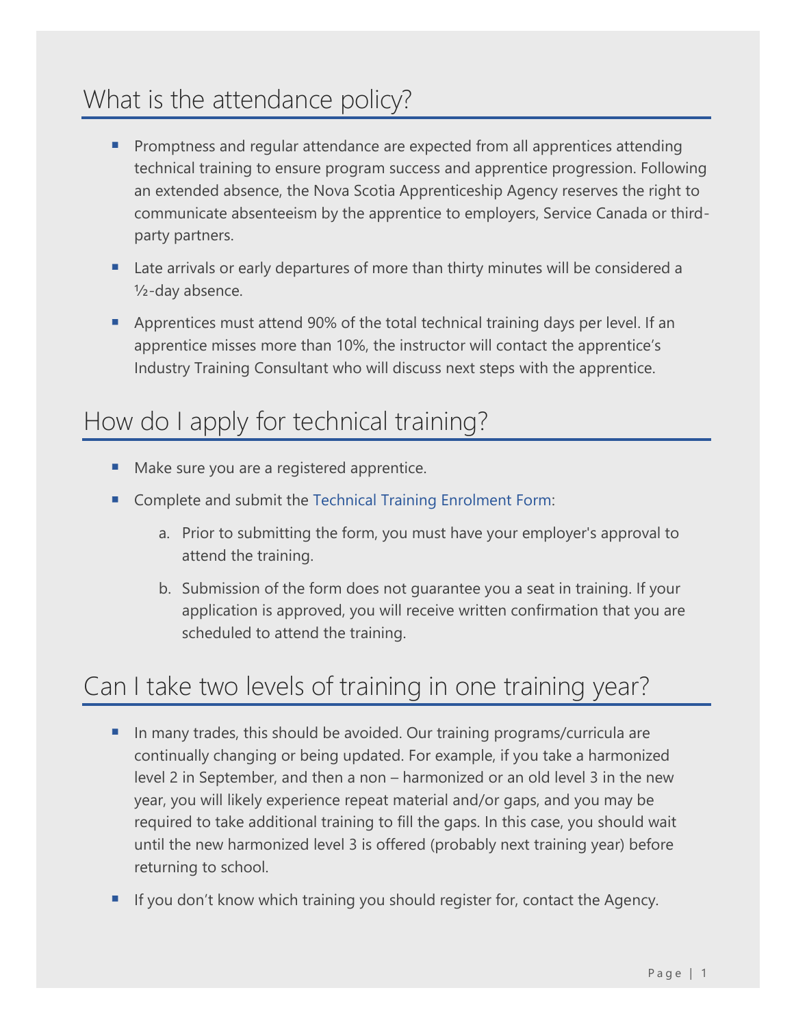## What is the attendance policy?

- Promptness and regular attendance are expected from all apprentices attending technical training to ensure program success and apprentice progression. Following an extended absence, the Nova Scotia Apprenticeship Agency reserves the right to communicate absenteeism by the apprentice to employers, Service Canada or third-party partners.
- Late arrivals or early departures of more than thirty minutes will be considered a ½-day absence.
- Apprentices must attend 90% of the total technical training days per level. If an apprentice misses more than 10%, the instructor will contact the apprentice's Industry Training Consultant who will discuss next steps with the apprentice.

## How do I apply for technical training?

- Make sure you are a registered apprentice.
- Complete and submit the Technical Training Enrolment Form:
  a. Prior to submitting the form, you must have your employer's approval to attend the training.
  b. Submission of the form does not guarantee you a seat in training. If your application is approved, you will receive written confirmation that you are scheduled to attend the training.

## Can I take two levels of training in one training year?

- In many trades, this should be avoided. Our training programs/curricula are continually changing or being updated. For example, if you take a harmonized level 2 in September, and then a non – harmonized or an old level 3 in the new year, you will likely experience repeat material and/or gaps, and you may be required to take additional training to fill the gaps. In this case, you should wait until the new harmonized level 3 is offered (probably next training year) before returning to school.
- If you don't know which training you should register for, contact the Agency.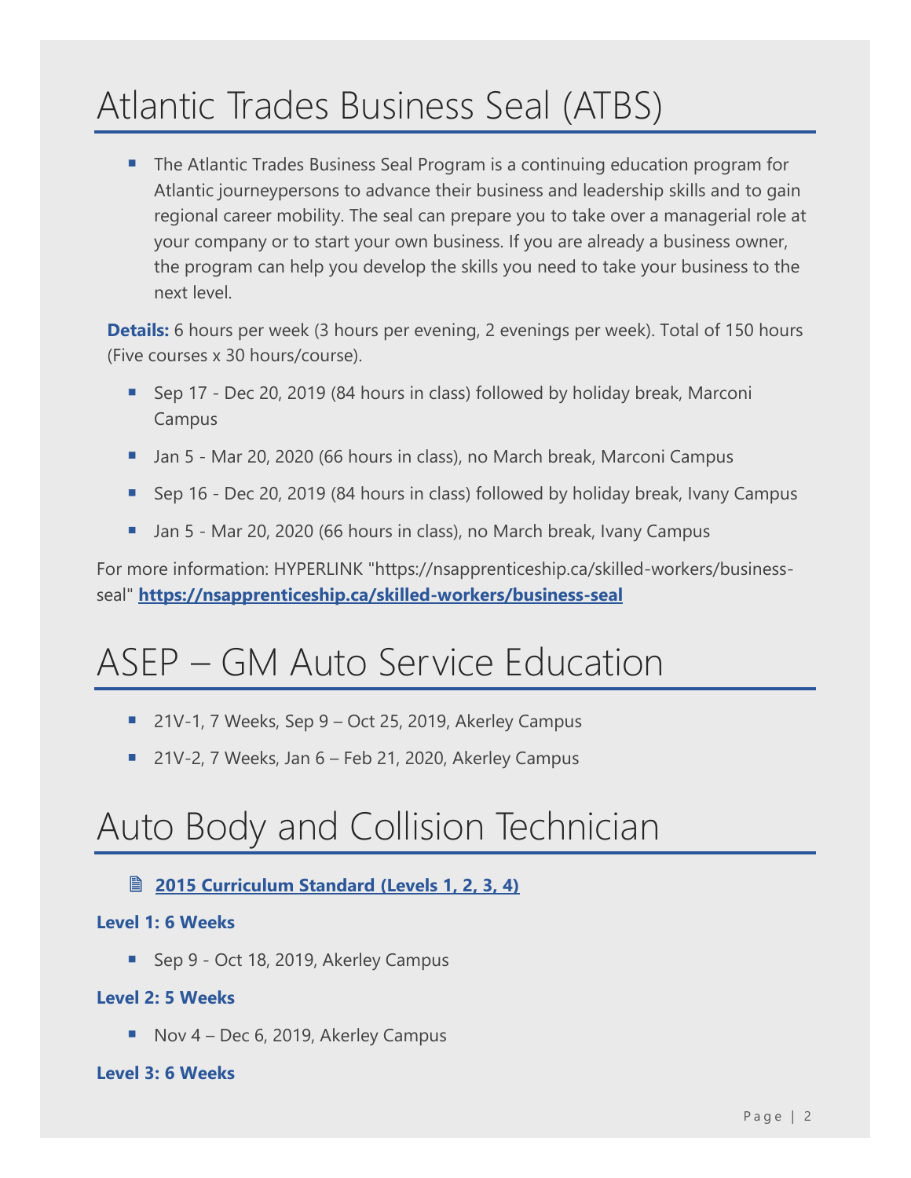# Atlantic Trades Business Seal (ATBS)

- The Atlantic Trades Business Seal Program is a continuing education program for Atlantic journeypersons to advance their business and leadership skills and to gain regional career mobility. The seal can prepare you to take over a managerial role at your company or to start your own business. If you are already a business owner, the program can help you develop the skills you need to take your business to the next level.

**Details:** 6 hours per week (3 hours per evening, 2 evenings per week). Total of 150 hours (Five courses x 30 hours/course).

- Sep 17 - Dec 20, 2019 (84 hours in class) followed by holiday break, Marconi Campus
- Jan 5 - Mar 20, 2020 (66 hours in class), no March break, Marconi Campus
- Sep 16 - Dec 20, 2019 (84 hours in class) followed by holiday break, Ivany Campus
- Jan 5 - Mar 20, 2020 (66 hours in class), no March break, Ivany Campus

For more information: HYPERLINK "https://nsapprenticeship.ca/skilled-workers/business-seal" **https://nsapprenticeship.ca/skilled-workers/business-seal**

# ASEP – GM Auto Service Education

- 21V-1, 7 Weeks, Sep 9 – Oct 25, 2019, Akerley Campus
- 21V-2, 7 Weeks, Jan 6 – Feb 21, 2020, Akerley Campus

# Auto Body and Collision Technician

- **2015 Curriculum Standard (Levels 1, 2, 3, 4)**

**Level 1: 6 Weeks**

- Sep 9 - Oct 18, 2019, Akerley Campus

**Level 2: 5 Weeks**

- Nov 4 – Dec 6, 2019, Akerley Campus

**Level 3: 6 Weeks**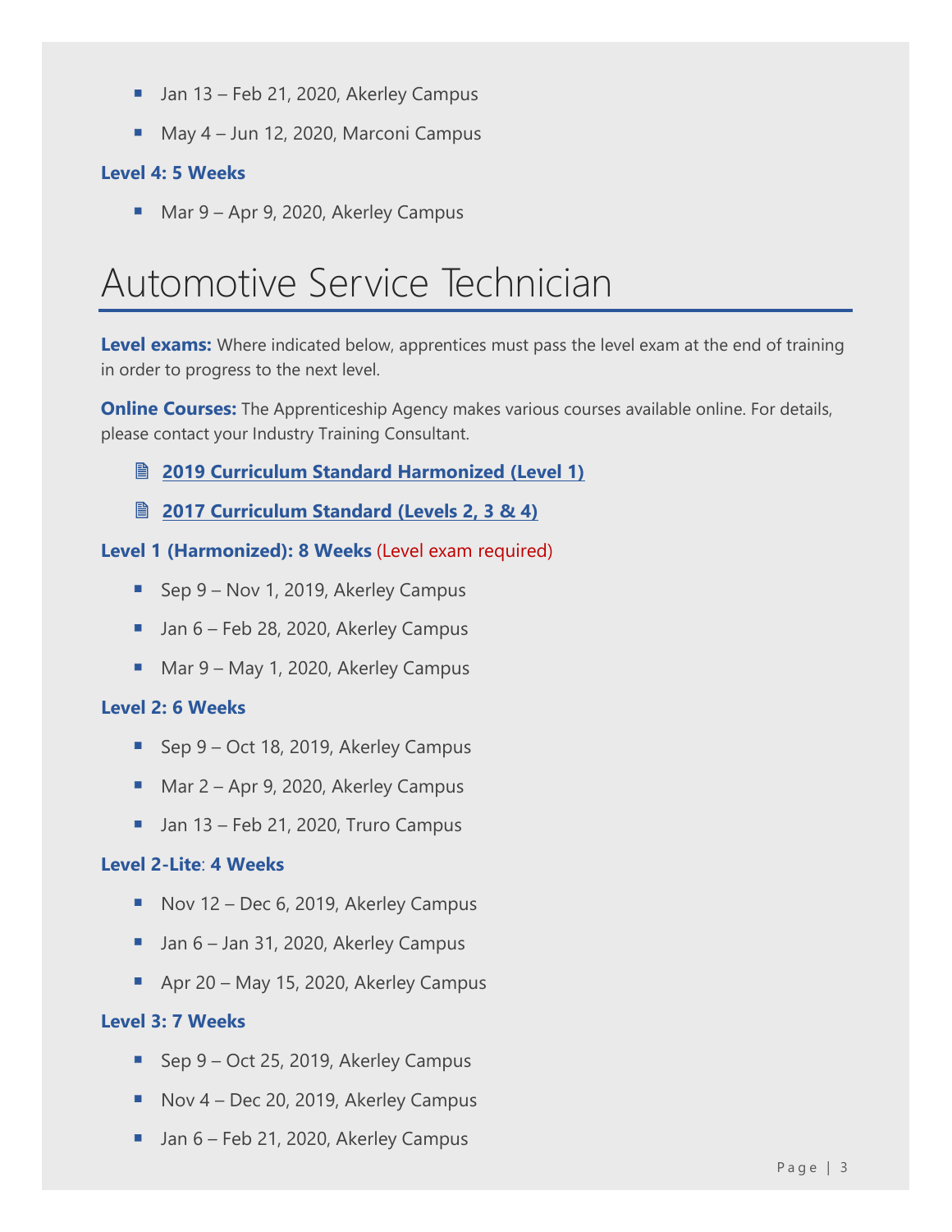- Jan 13 – Feb 21, 2020, Akerley Campus
- May 4 – Jun 12, 2020, Marconi Campus

### Level 4: 5 Weeks

- Mar 9 – Apr 9, 2020, Akerley Campus

# Automotive Service Technician

**Level exams:** Where indicated below, apprentices must pass the level exam at the end of training in order to progress to the next level.

**Online Courses:** The Apprenticeship Agency makes various courses available online. For details, please contact your Industry Training Consultant.

- **2019 Curriculum Standard Harmonized (Level 1)**
- **2017 Curriculum Standard (Levels 2, 3 & 4)**

### Level 1 (Harmonized): 8 Weeks (Level exam required)

- Sep 9 – Nov 1, 2019, Akerley Campus
- Jan 6 – Feb 28, 2020, Akerley Campus
- Mar 9 – May 1, 2020, Akerley Campus

### Level 2: 6 Weeks

- Sep 9 – Oct 18, 2019, Akerley Campus
- Mar 2 – Apr 9, 2020, Akerley Campus
- Jan 13 – Feb 21, 2020, Truro Campus

### Level 2-Lite: 4 Weeks

- Nov 12 – Dec 6, 2019, Akerley Campus
- Jan 6 – Jan 31, 2020, Akerley Campus
- Apr 20 – May 15, 2020, Akerley Campus

### Level 3: 7 Weeks

- Sep 9 – Oct 25, 2019, Akerley Campus
- Nov 4 – Dec 20, 2019, Akerley Campus
- Jan 6 – Feb 21, 2020, Akerley Campus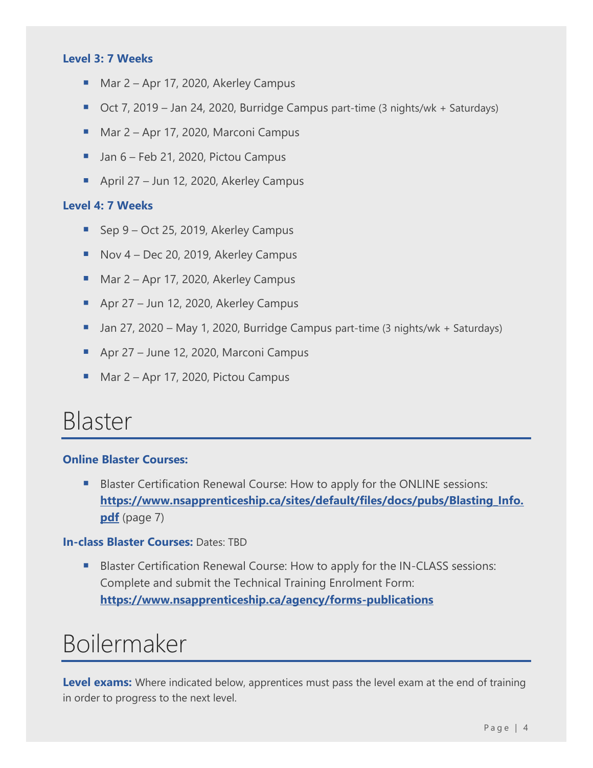### Level 3: 7 Weeks

- Mar 2 – Apr 17, 2020, Akerley Campus
- Oct 7, 2019 – Jan 24, 2020, Burridge Campus part-time (3 nights/wk + Saturdays)
- Mar 2 – Apr 17, 2020, Marconi Campus
- Jan 6 – Feb 21, 2020, Pictou Campus
- April 27 – Jun 12, 2020, Akerley Campus

### Level 4: 7 Weeks

- Sep 9 – Oct 25, 2019, Akerley Campus
- Nov 4 – Dec 20, 2019, Akerley Campus
- Mar 2 – Apr 17, 2020, Akerley Campus
- Apr 27 – Jun 12, 2020, Akerley Campus
- Jan 27, 2020 – May 1, 2020, Burridge Campus part-time (3 nights/wk + Saturdays)
- Apr 27 – June 12, 2020, Marconi Campus
- Mar 2 – Apr 17, 2020, Pictou Campus

# Blaster

### Online Blaster Courses:

- Blaster Certification Renewal Course: How to apply for the ONLINE sessions: **https://www.nsapprenticeship.ca/sites/default/files/docs/pubs/Blasting_Info.pdf** (page 7)

**In-class Blaster Courses:** Dates: TBD

- Blaster Certification Renewal Course: How to apply for the IN-CLASS sessions: Complete and submit the Technical Training Enrolment Form: **https://www.nsapprenticeship.ca/agency/forms-publications**

# Boilermaker

**Level exams:** Where indicated below, apprentices must pass the level exam at the end of training in order to progress to the next level.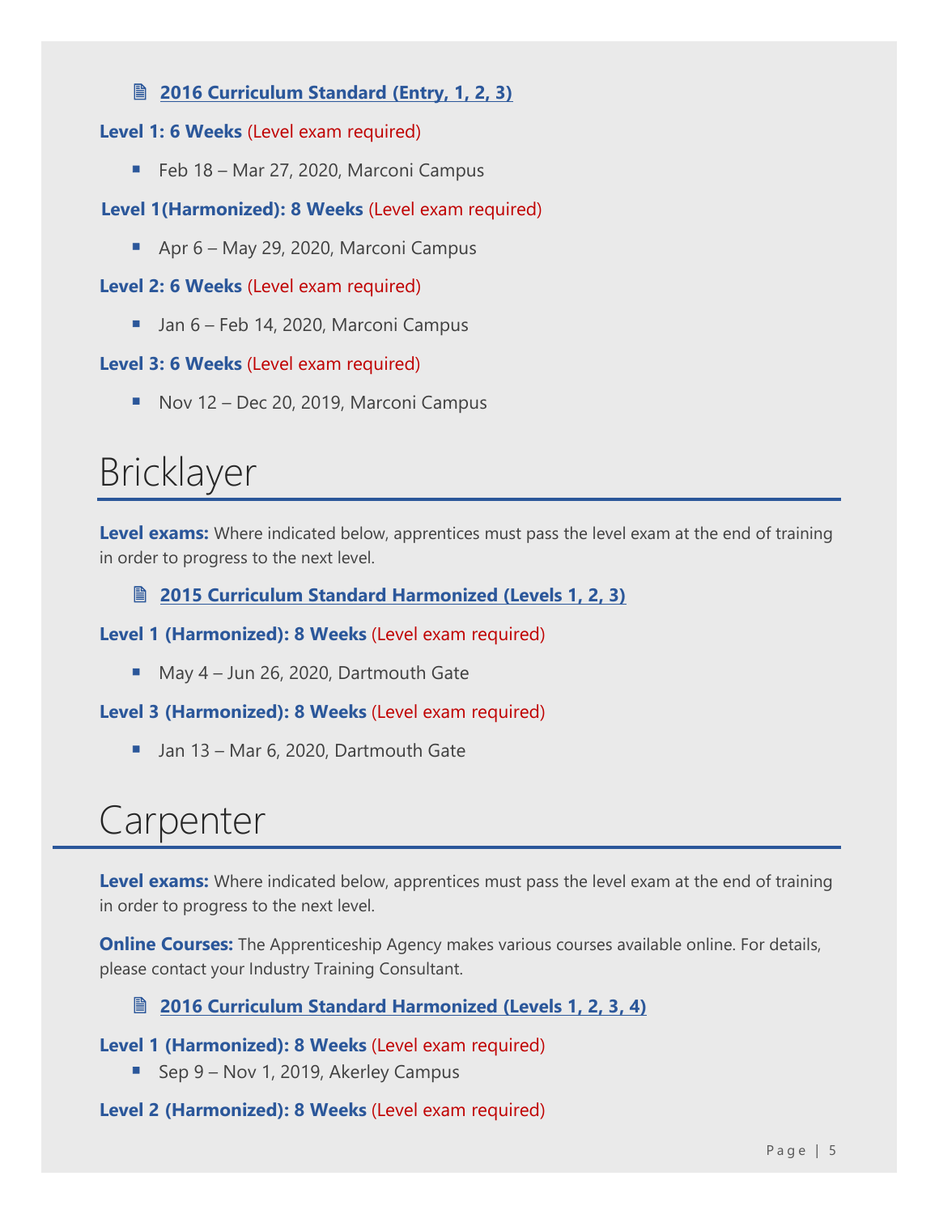🗎 **2016 Curriculum Standard (Entry, 1, 2, 3)**

**Level 1: 6 Weeks** (Level exam required)

- Feb 18 – Mar 27, 2020, Marconi Campus

**Level 1(Harmonized): 8 Weeks** (Level exam required)

- Apr 6 – May 29, 2020, Marconi Campus

**Level 2: 6 Weeks** (Level exam required)

- Jan 6 – Feb 14, 2020, Marconi Campus

**Level 3: 6 Weeks** (Level exam required)

- Nov 12 – Dec 20, 2019, Marconi Campus

# Bricklayer

**Level exams:** Where indicated below, apprentices must pass the level exam at the end of training in order to progress to the next level.

🗎 **2015 Curriculum Standard Harmonized (Levels 1, 2, 3)**

**Level 1 (Harmonized): 8 Weeks** (Level exam required)

- May 4 – Jun 26, 2020, Dartmouth Gate

**Level 3 (Harmonized): 8 Weeks** (Level exam required)

- Jan 13 – Mar 6, 2020, Dartmouth Gate

# Carpenter

**Level exams:** Where indicated below, apprentices must pass the level exam at the end of training in order to progress to the next level.

**Online Courses:** The Apprenticeship Agency makes various courses available online. For details, please contact your Industry Training Consultant.

🗎 **2016 Curriculum Standard Harmonized (Levels 1, 2, 3, 4)**

**Level 1 (Harmonized): 8 Weeks** (Level exam required)

- Sep 9 – Nov 1, 2019, Akerley Campus

**Level 2 (Harmonized): 8 Weeks** (Level exam required)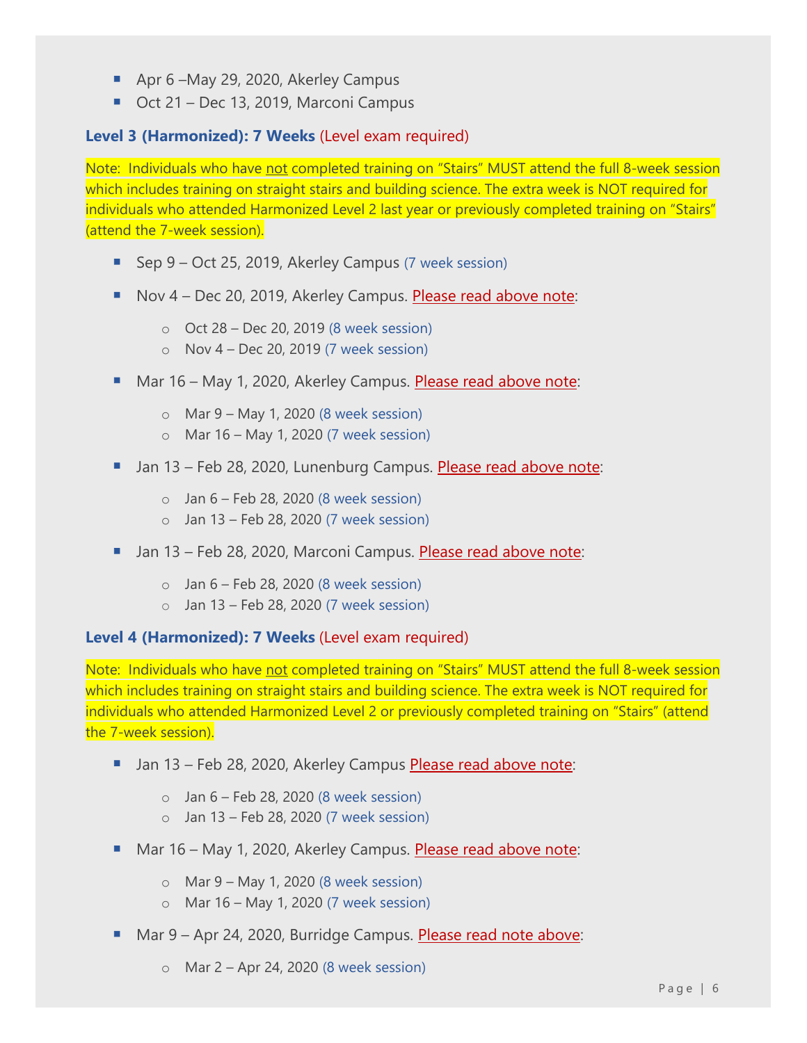- Apr 6 –May 29, 2020, Akerley Campus
- Oct 21 – Dec 13, 2019, Marconi Campus

### Level 3 (Harmonized): 7 Weeks (Level exam required)

Note: Individuals who have not completed training on "Stairs" MUST attend the full 8-week session which includes training on straight stairs and building science. The extra week is NOT required for individuals who attended Harmonized Level 2 last year or previously completed training on "Stairs" (attend the 7-week session).

- Sep 9 – Oct 25, 2019, Akerley Campus (7 week session)
- Nov 4 – Dec 20, 2019, Akerley Campus. Please read above note:
  - Oct 28 – Dec 20, 2019 (8 week session)
  - Nov 4 – Dec 20, 2019 (7 week session)
- Mar 16 – May 1, 2020, Akerley Campus. Please read above note:
  - Mar 9 – May 1, 2020 (8 week session)
  - Mar 16 – May 1, 2020 (7 week session)
- Jan 13 – Feb 28, 2020, Lunenburg Campus. Please read above note:
  - Jan 6 – Feb 28, 2020 (8 week session)
  - Jan 13 – Feb 28, 2020 (7 week session)
- Jan 13 – Feb 28, 2020, Marconi Campus. Please read above note:
  - Jan 6 – Feb 28, 2020 (8 week session)
  - Jan 13 – Feb 28, 2020 (7 week session)

### Level 4 (Harmonized): 7 Weeks (Level exam required)

Note: Individuals who have not completed training on "Stairs" MUST attend the full 8-week session which includes training on straight stairs and building science. The extra week is NOT required for individuals who attended Harmonized Level 2 or previously completed training on "Stairs" (attend the 7-week session).

- Jan 13 – Feb 28, 2020, Akerley Campus Please read above note:
  - Jan 6 – Feb 28, 2020 (8 week session)
  - Jan 13 – Feb 28, 2020 (7 week session)
- Mar 16 – May 1, 2020, Akerley Campus. Please read above note:
  - Mar 9 – May 1, 2020 (8 week session)
  - Mar 16 – May 1, 2020 (7 week session)
- Mar 9 – Apr 24, 2020, Burridge Campus. Please read note above:
  - Mar 2 – Apr 24, 2020 (8 week session)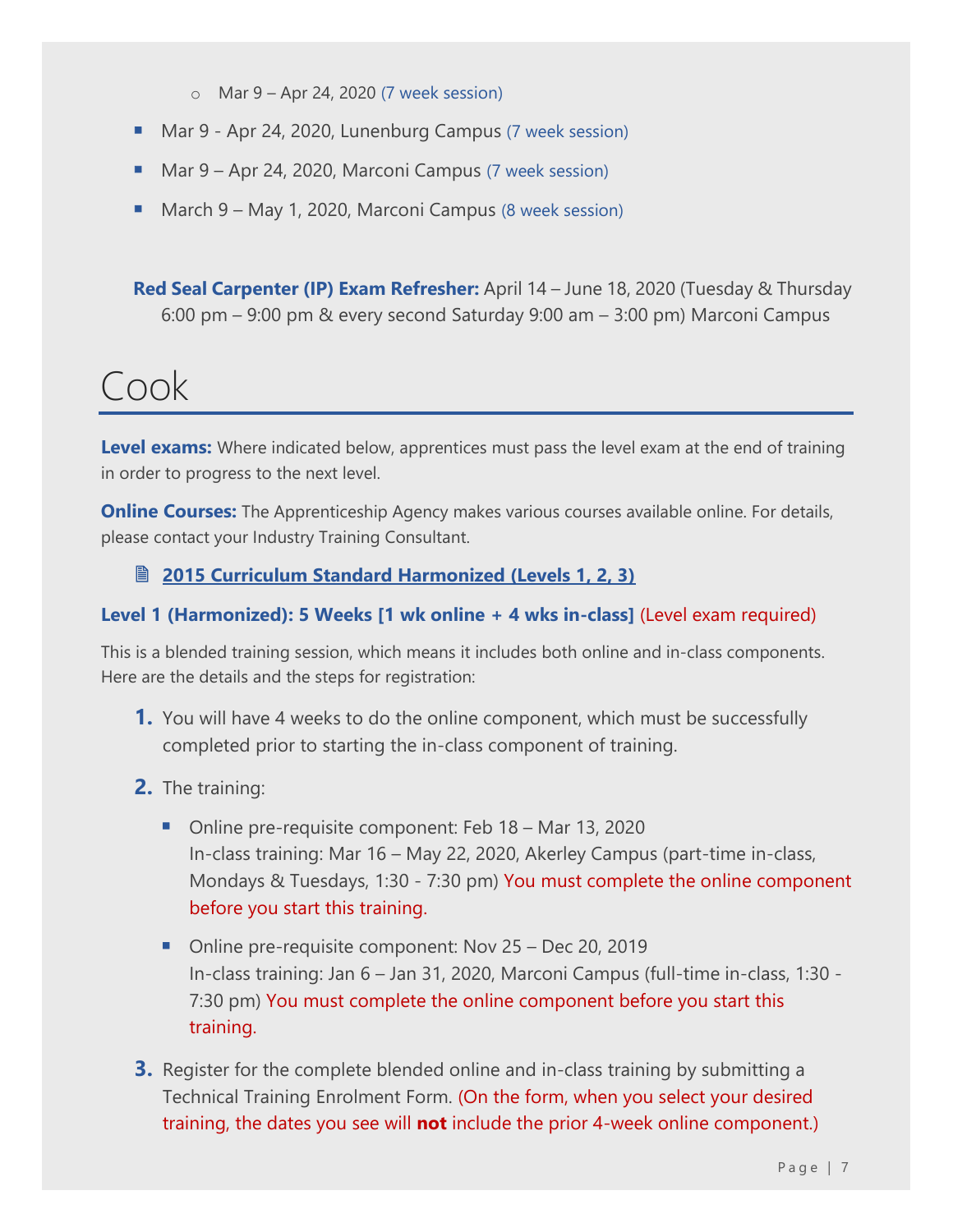- Mar 9 – Apr 24, 2020 (7 week session)

- Mar 9 - Apr 24, 2020, Lunenburg Campus (7 week session)
- Mar 9 – Apr 24, 2020, Marconi Campus (7 week session)
- March 9 – May 1, 2020, Marconi Campus (8 week session)

**Red Seal Carpenter (IP) Exam Refresher:** April 14 – June 18, 2020 (Tuesday & Thursday 6:00 pm – 9:00 pm & every second Saturday 9:00 am – 3:00 pm) Marconi Campus

# Cook

**Level exams:** Where indicated below, apprentices must pass the level exam at the end of training in order to progress to the next level.

**Online Courses:** The Apprenticeship Agency makes various courses available online. For details, please contact your Industry Training Consultant.

**2015 Curriculum Standard Harmonized (Levels 1, 2, 3)**

**Level 1 (Harmonized): 5 Weeks [1 wk online + 4 wks in-class]** (Level exam required)

This is a blended training session, which means it includes both online and in-class components. Here are the details and the steps for registration:

1. You will have 4 weeks to do the online component, which must be successfully completed prior to starting the in-class component of training.
2. The training:
   - Online pre-requisite component: Feb 18 – Mar 13, 2020
     In-class training: Mar 16 – May 22, 2020, Akerley Campus (part-time in-class, Mondays & Tuesdays, 1:30 - 7:30 pm) You must complete the online component before you start this training.
   - Online pre-requisite component: Nov 25 – Dec 20, 2019
     In-class training: Jan 6 – Jan 31, 2020, Marconi Campus (full-time in-class, 1:30 - 7:30 pm) You must complete the online component before you start this training.
3. Register for the complete blended online and in-class training by submitting a Technical Training Enrolment Form. (On the form, when you select your desired training, the dates you see will **not** include the prior 4-week online component.)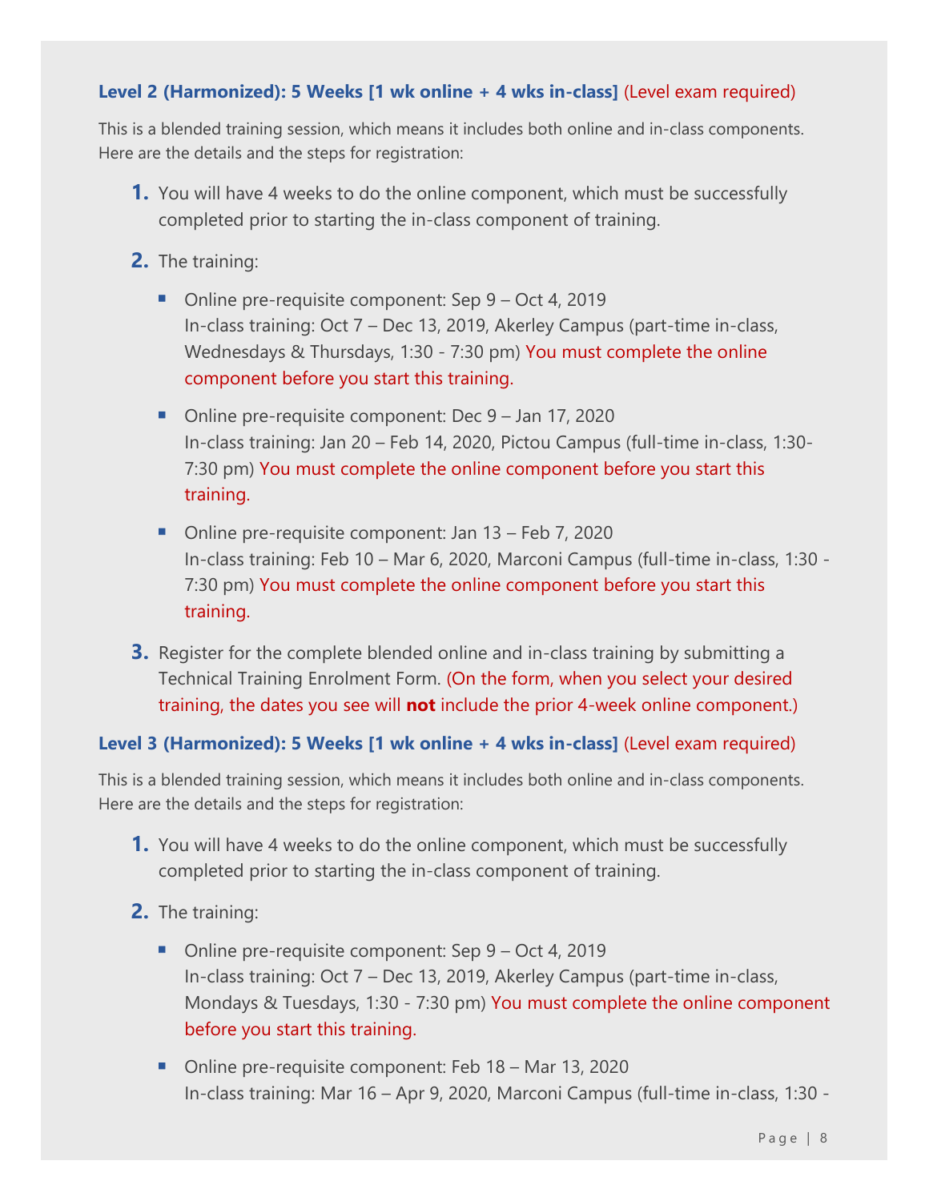### Level 2 (Harmonized): 5 Weeks [1 wk online + 4 wks in-class] (Level exam required)

This is a blended training session, which means it includes both online and in-class components. Here are the details and the steps for registration:

1. You will have 4 weeks to do the online component, which must be successfully completed prior to starting the in-class component of training.
2. The training:
   - Online pre-requisite component: Sep 9 – Oct 4, 2019
     In-class training: Oct 7 – Dec 13, 2019, Akerley Campus (part-time in-class, Wednesdays & Thursdays, 1:30 - 7:30 pm) You must complete the online component before you start this training.
   - Online pre-requisite component: Dec 9 – Jan 17, 2020
     In-class training: Jan 20 – Feb 14, 2020, Pictou Campus (full-time in-class, 1:30-7:30 pm) You must complete the online component before you start this training.
   - Online pre-requisite component: Jan 13 – Feb 7, 2020
     In-class training: Feb 10 – Mar 6, 2020, Marconi Campus (full-time in-class, 1:30 - 7:30 pm) You must complete the online component before you start this training.
3. Register for the complete blended online and in-class training by submitting a Technical Training Enrolment Form. (On the form, when you select your desired training, the dates you see will **not** include the prior 4-week online component.)

### Level 3 (Harmonized): 5 Weeks [1 wk online + 4 wks in-class] (Level exam required)

This is a blended training session, which means it includes both online and in-class components. Here are the details and the steps for registration:

1. You will have 4 weeks to do the online component, which must be successfully completed prior to starting the in-class component of training.
2. The training:
   - Online pre-requisite component: Sep 9 – Oct 4, 2019
     In-class training: Oct 7 – Dec 13, 2019, Akerley Campus (part-time in-class, Mondays & Tuesdays, 1:30 - 7:30 pm) You must complete the online component before you start this training.
   - Online pre-requisite component: Feb 18 – Mar 13, 2020
     In-class training: Mar 16 – Apr 9, 2020, Marconi Campus (full-time in-class, 1:30 -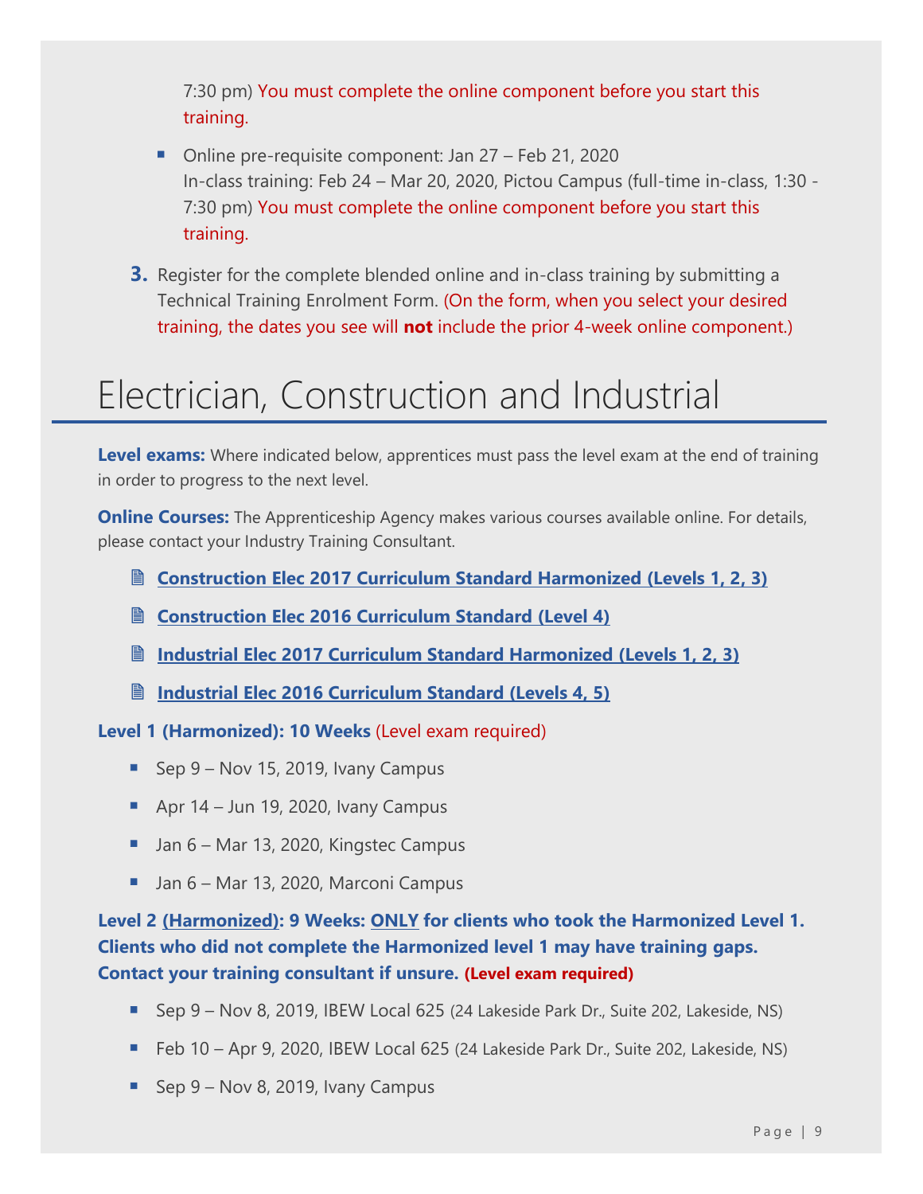7:30 pm) You must complete the online component before you start this training.

- Online pre-requisite component: Jan 27 – Feb 21, 2020
  In-class training: Feb 24 – Mar 20, 2020, Pictou Campus (full-time in-class, 1:30 - 7:30 pm) You must complete the online component before you start this training.

3. Register for the complete blended online and in-class training by submitting a Technical Training Enrolment Form. (On the form, when you select your desired training, the dates you see will **not** include the prior 4-week online component.)

# Electrician, Construction and Industrial

**Level exams:** Where indicated below, apprentices must pass the level exam at the end of training in order to progress to the next level.

**Online Courses:** The Apprenticeship Agency makes various courses available online. For details, please contact your Industry Training Consultant.

- **Construction Elec 2017 Curriculum Standard Harmonized (Levels 1, 2, 3)**
- **Construction Elec 2016 Curriculum Standard (Level 4)**
- **Industrial Elec 2017 Curriculum Standard Harmonized (Levels 1, 2, 3)**
- **Industrial Elec 2016 Curriculum Standard (Levels 4, 5)**

**Level 1 (Harmonized): 10 Weeks** (Level exam required)

- Sep 9 – Nov 15, 2019, Ivany Campus
- Apr 14 – Jun 19, 2020, Ivany Campus
- Jan 6 – Mar 13, 2020, Kingstec Campus
- Jan 6 – Mar 13, 2020, Marconi Campus

**Level 2 (Harmonized): 9 Weeks: ONLY for clients who took the Harmonized Level 1. Clients who did not complete the Harmonized level 1 may have training gaps. Contact your training consultant if unsure. (Level exam required)**

- Sep 9 – Nov 8, 2019, IBEW Local 625 (24 Lakeside Park Dr., Suite 202, Lakeside, NS)
- Feb 10 – Apr 9, 2020, IBEW Local 625 (24 Lakeside Park Dr., Suite 202, Lakeside, NS)
- Sep 9 – Nov 8, 2019, Ivany Campus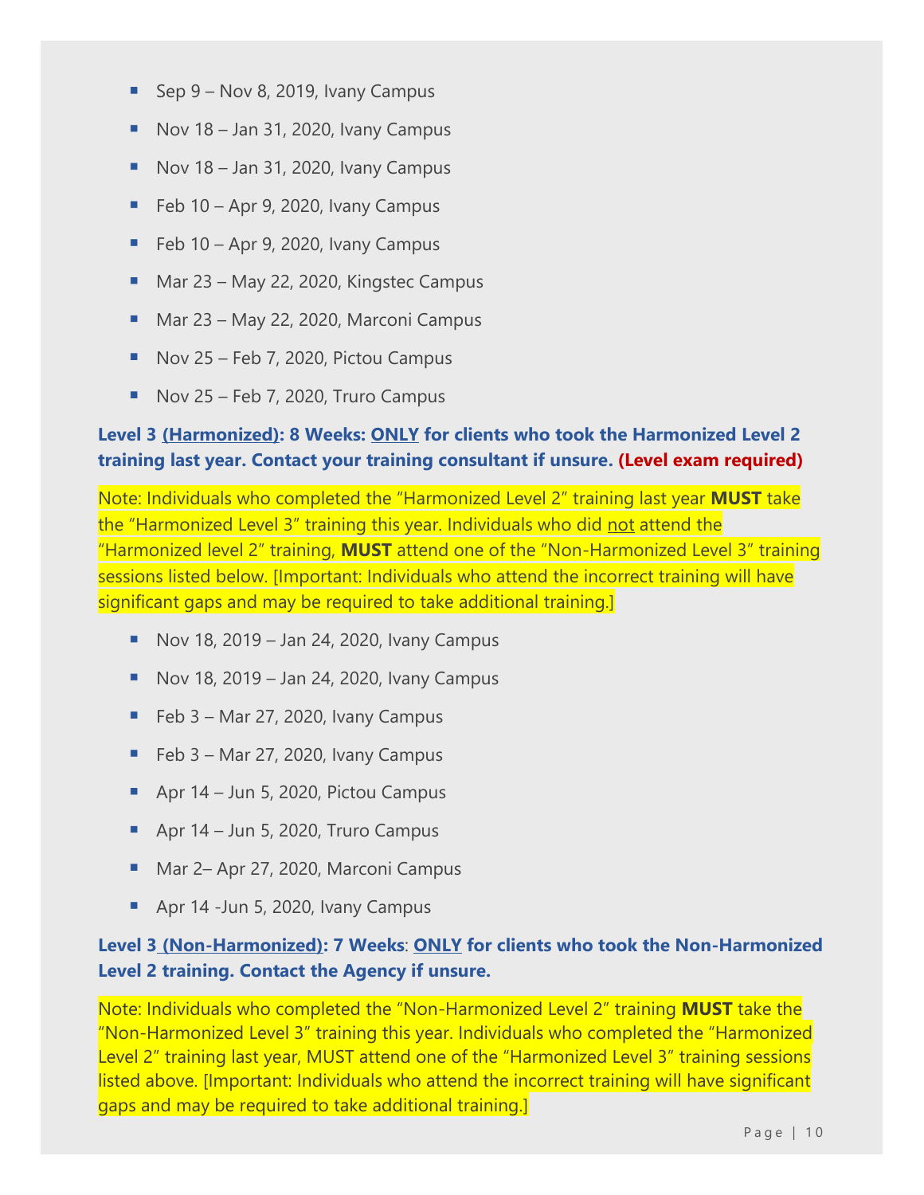- Sep 9 – Nov 8, 2019, Ivany Campus
- Nov 18 – Jan 31, 2020, Ivany Campus
- Nov 18 – Jan 31, 2020, Ivany Campus
- Feb 10 – Apr 9, 2020, Ivany Campus
- Feb 10 – Apr 9, 2020, Ivany Campus
- Mar 23 – May 22, 2020, Kingstec Campus
- Mar 23 – May 22, 2020, Marconi Campus
- Nov 25 – Feb 7, 2020, Pictou Campus
- Nov 25 – Feb 7, 2020, Truro Campus

**Level 3 (Harmonized): 8 Weeks: ONLY for clients who took the Harmonized Level 2 training last year. Contact your training consultant if unsure. (Level exam required)**

Note: Individuals who completed the "Harmonized Level 2" training last year **MUST** take the "Harmonized Level 3" training this year. Individuals who did not attend the "Harmonized level 2" training, **MUST** attend one of the "Non-Harmonized Level 3" training sessions listed below. [Important: Individuals who attend the incorrect training will have significant gaps and may be required to take additional training.]

- Nov 18, 2019 – Jan 24, 2020, Ivany Campus
- Nov 18, 2019 – Jan 24, 2020, Ivany Campus
- Feb 3 – Mar 27, 2020, Ivany Campus
- Feb 3 – Mar 27, 2020, Ivany Campus
- Apr 14 – Jun 5, 2020, Pictou Campus
- Apr 14 – Jun 5, 2020, Truro Campus
- Mar 2– Apr 27, 2020, Marconi Campus
- Apr 14 -Jun 5, 2020, Ivany Campus

**Level 3 (Non-Harmonized): 7 Weeks: ONLY for clients who took the Non-Harmonized Level 2 training. Contact the Agency if unsure.**

Note: Individuals who completed the "Non-Harmonized Level 2" training **MUST** take the "Non-Harmonized Level 3" training this year. Individuals who completed the "Harmonized Level 2" training last year, MUST attend one of the "Harmonized Level 3" training sessions listed above. [Important: Individuals who attend the incorrect training will have significant gaps and may be required to take additional training.]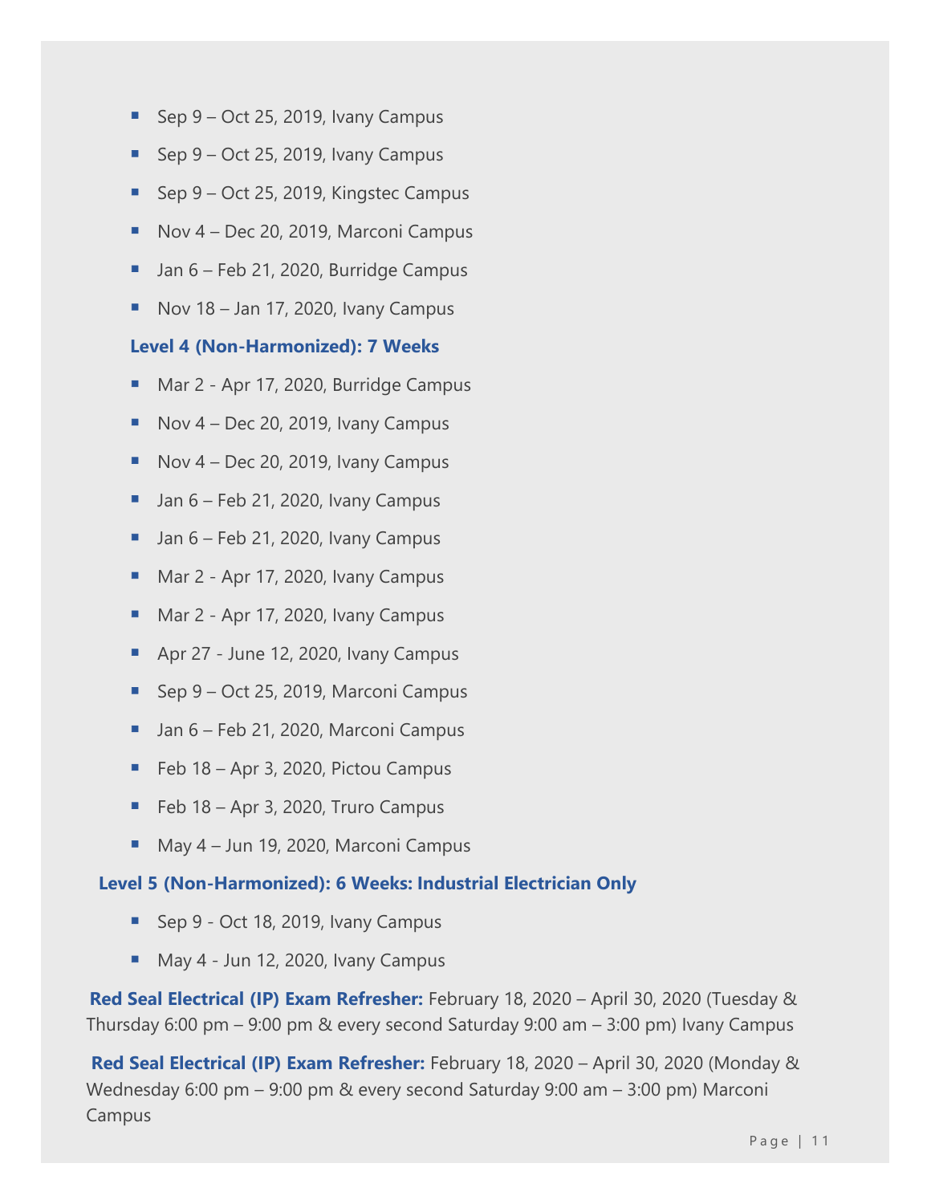- Sep 9 – Oct 25, 2019, Ivany Campus
- Sep 9 – Oct 25, 2019, Ivany Campus
- Sep 9 – Oct 25, 2019, Kingstec Campus
- Nov 4 – Dec 20, 2019, Marconi Campus
- Jan 6 – Feb 21, 2020, Burridge Campus
- Nov 18 – Jan 17, 2020, Ivany Campus

**Level 4 (Non-Harmonized): 7 Weeks**

- Mar 2 - Apr 17, 2020, Burridge Campus
- Nov 4 – Dec 20, 2019, Ivany Campus
- Nov 4 – Dec 20, 2019, Ivany Campus
- Jan 6 – Feb 21, 2020, Ivany Campus
- Jan 6 – Feb 21, 2020, Ivany Campus
- Mar 2 - Apr 17, 2020, Ivany Campus
- Mar 2 - Apr 17, 2020, Ivany Campus
- Apr 27 - June 12, 2020, Ivany Campus
- Sep 9 – Oct 25, 2019, Marconi Campus
- Jan 6 – Feb 21, 2020, Marconi Campus
- Feb 18 – Apr 3, 2020, Pictou Campus
- Feb 18 – Apr 3, 2020, Truro Campus
- May 4 – Jun 19, 2020, Marconi Campus

**Level 5 (Non-Harmonized): 6 Weeks: Industrial Electrician Only**

- Sep 9 - Oct 18, 2019, Ivany Campus
- May 4 - Jun 12, 2020, Ivany Campus

**Red Seal Electrical (IP) Exam Refresher:** February 18, 2020 – April 30, 2020 (Tuesday & Thursday 6:00 pm – 9:00 pm & every second Saturday 9:00 am – 3:00 pm) Ivany Campus

**Red Seal Electrical (IP) Exam Refresher:** February 18, 2020 – April 30, 2020 (Monday & Wednesday 6:00 pm – 9:00 pm & every second Saturday 9:00 am – 3:00 pm) Marconi Campus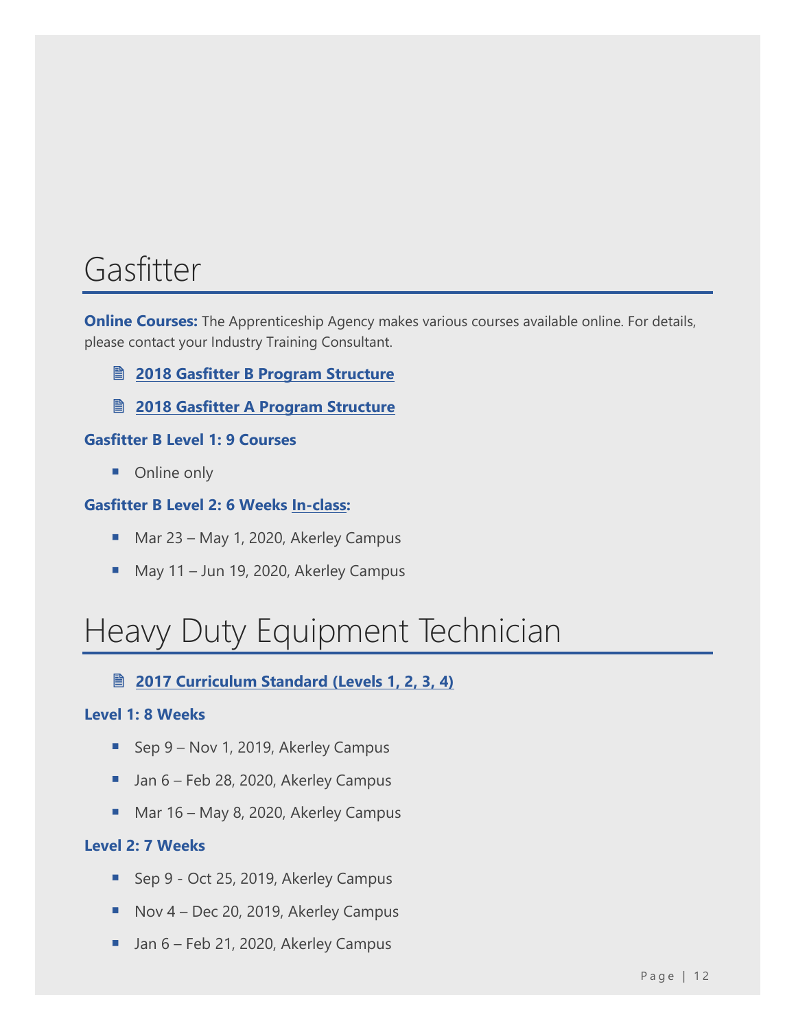# Gasfitter

**Online Courses:** The Apprenticeship Agency makes various courses available online. For details, please contact your Industry Training Consultant.

- **2018 Gasfitter B Program Structure**
- **2018 Gasfitter A Program Structure**

### Gasfitter B Level 1: 9 Courses

- Online only

### Gasfitter B Level 2: 6 Weeks In-class:

- Mar 23 – May 1, 2020, Akerley Campus
- May 11 – Jun 19, 2020, Akerley Campus

# Heavy Duty Equipment Technician

- **2017 Curriculum Standard (Levels 1, 2, 3, 4)**

### Level 1: 8 Weeks

- Sep 9 – Nov 1, 2019, Akerley Campus
- Jan 6 – Feb 28, 2020, Akerley Campus
- Mar 16 – May 8, 2020, Akerley Campus

### Level 2: 7 Weeks

- Sep 9 - Oct 25, 2019, Akerley Campus
- Nov 4 – Dec 20, 2019, Akerley Campus
- Jan 6 – Feb 21, 2020, Akerley Campus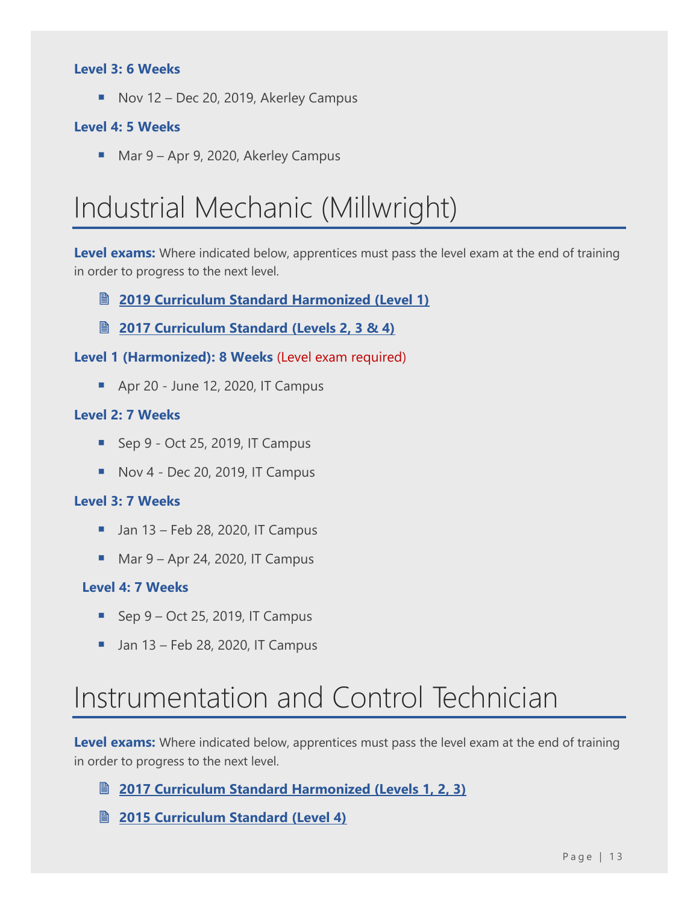**Level 3: 6 Weeks**

- Nov 12 – Dec 20, 2019, Akerley Campus

**Level 4: 5 Weeks**

- Mar 9 – Apr 9, 2020, Akerley Campus

# Industrial Mechanic (Millwright)

**Level exams:** Where indicated below, apprentices must pass the level exam at the end of training in order to progress to the next level.

- **2019 Curriculum Standard Harmonized (Level 1)**
- **2017 Curriculum Standard (Levels 2, 3 & 4)**

**Level 1 (Harmonized): 8 Weeks** (Level exam required)

- Apr 20 - June 12, 2020, IT Campus

**Level 2: 7 Weeks**

- Sep 9 - Oct 25, 2019, IT Campus
- Nov 4 - Dec 20, 2019, IT Campus

**Level 3: 7 Weeks**

- Jan 13 – Feb 28, 2020, IT Campus
- Mar 9 – Apr 24, 2020, IT Campus

**Level 4: 7 Weeks**

- Sep 9 – Oct 25, 2019, IT Campus
- Jan 13 – Feb 28, 2020, IT Campus

# Instrumentation and Control Technician

**Level exams:** Where indicated below, apprentices must pass the level exam at the end of training in order to progress to the next level.

- **2017 Curriculum Standard Harmonized (Levels 1, 2, 3)**
- **2015 Curriculum Standard (Level 4)**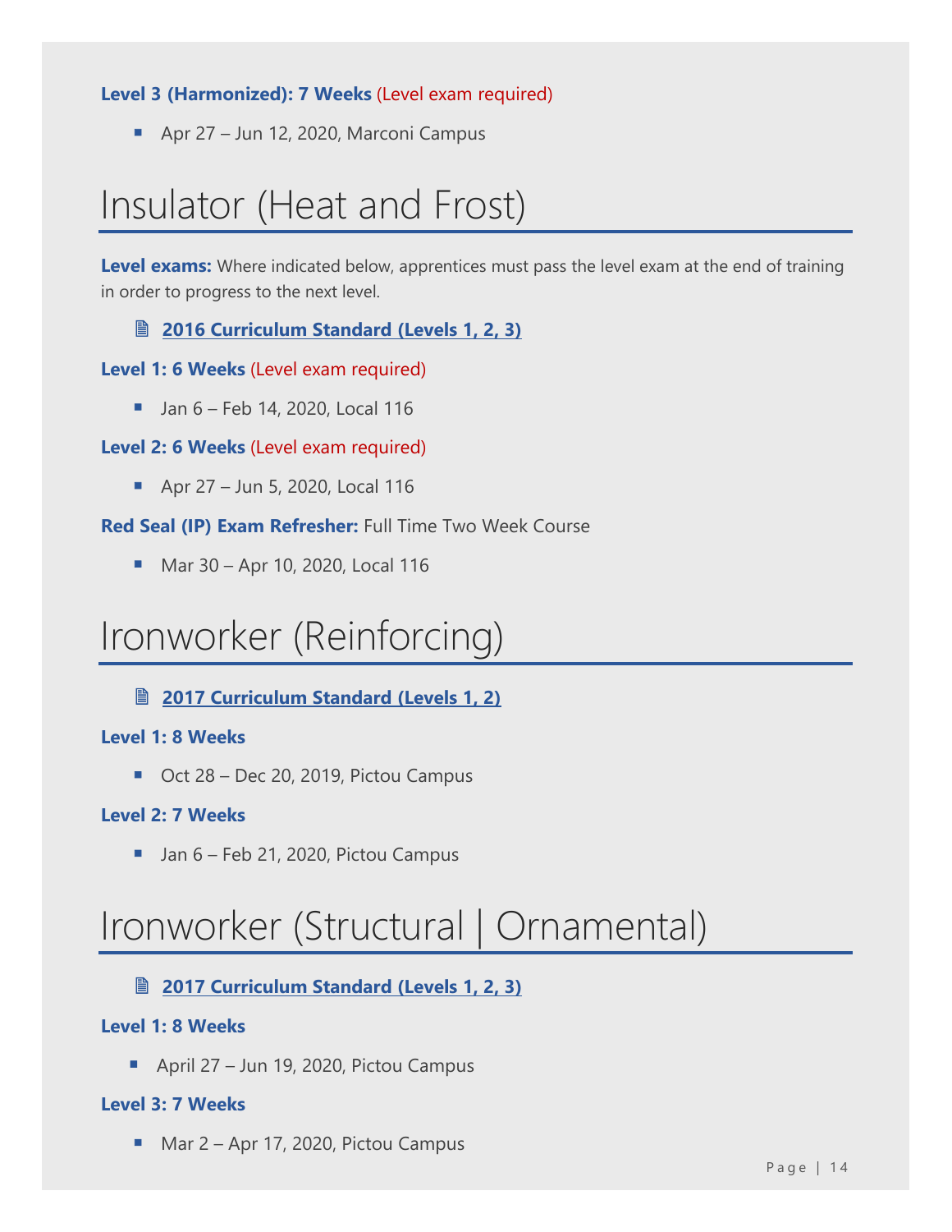**Level 3 (Harmonized): 7 Weeks** (Level exam required)

- Apr 27 – Jun 12, 2020, Marconi Campus

# Insulator (Heat and Frost)

**Level exams:** Where indicated below, apprentices must pass the level exam at the end of training in order to progress to the next level.

- **2016 Curriculum Standard (Levels 1, 2, 3)**

**Level 1: 6 Weeks** (Level exam required)

- Jan 6 – Feb 14, 2020, Local 116

**Level 2: 6 Weeks** (Level exam required)

- Apr 27 – Jun 5, 2020, Local 116

**Red Seal (IP) Exam Refresher:** Full Time Two Week Course

- Mar 30 – Apr 10, 2020, Local 116

# Ironworker (Reinforcing)

- **2017 Curriculum Standard (Levels 1, 2)**

**Level 1: 8 Weeks**

- Oct 28 – Dec 20, 2019, Pictou Campus

**Level 2: 7 Weeks**

- Jan 6 – Feb 21, 2020, Pictou Campus

# Ironworker (Structural | Ornamental)

- **2017 Curriculum Standard (Levels 1, 2, 3)**

**Level 1: 8 Weeks**

- April 27 – Jun 19, 2020, Pictou Campus

**Level 3: 7 Weeks**

- Mar 2 – Apr 17, 2020, Pictou Campus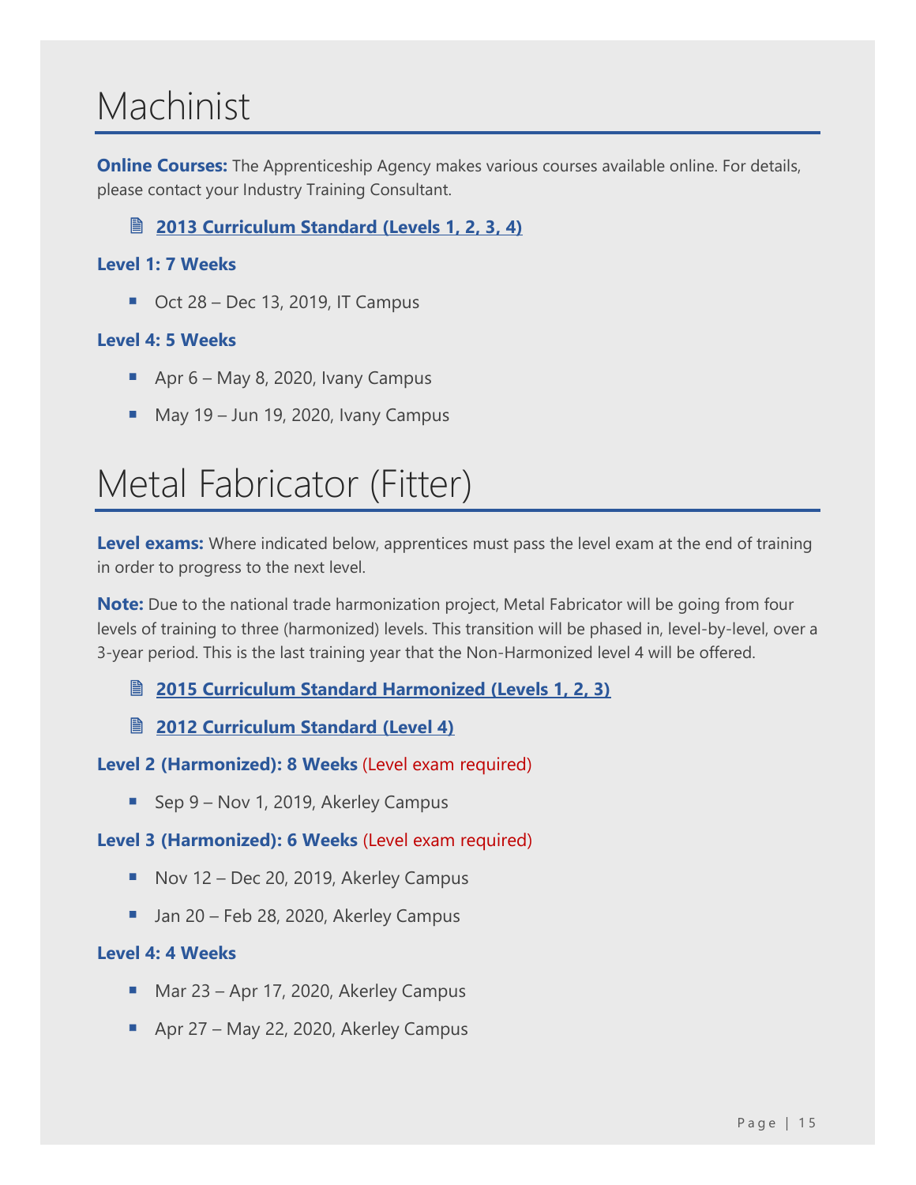# Machinist

**Online Courses:** The Apprenticeship Agency makes various courses available online. For details, please contact your Industry Training Consultant.

- 🗎 **2013 Curriculum Standard (Levels 1, 2, 3, 4)**

**Level 1: 7 Weeks**

- Oct 28 – Dec 13, 2019, IT Campus

**Level 4: 5 Weeks**

- Apr 6 – May 8, 2020, Ivany Campus
- May 19 – Jun 19, 2020, Ivany Campus

# Metal Fabricator (Fitter)

**Level exams:** Where indicated below, apprentices must pass the level exam at the end of training in order to progress to the next level.

**Note:** Due to the national trade harmonization project, Metal Fabricator will be going from four levels of training to three (harmonized) levels. This transition will be phased in, level-by-level, over a 3-year period. This is the last training year that the Non-Harmonized level 4 will be offered.

- 🗎 **2015 Curriculum Standard Harmonized (Levels 1, 2, 3)**
- 🗎 **2012 Curriculum Standard (Level 4)**

**Level 2 (Harmonized): 8 Weeks** (Level exam required)

- Sep 9 – Nov 1, 2019, Akerley Campus

**Level 3 (Harmonized): 6 Weeks** (Level exam required)

- Nov 12 – Dec 20, 2019, Akerley Campus
- Jan 20 – Feb 28, 2020, Akerley Campus

**Level 4: 4 Weeks**

- Mar 23 – Apr 17, 2020, Akerley Campus
- Apr 27 – May 22, 2020, Akerley Campus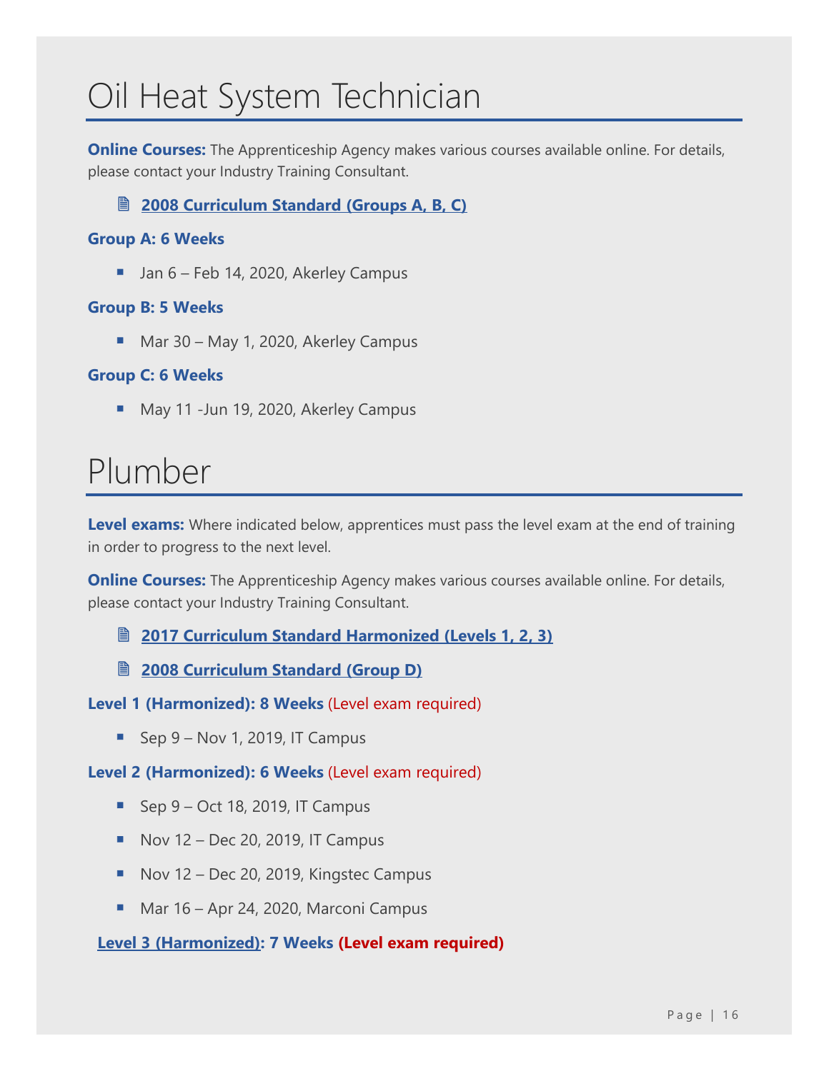# Oil Heat System Technician

**Online Courses:** The Apprenticeship Agency makes various courses available online. For details, please contact your Industry Training Consultant.

- **2008 Curriculum Standard (Groups A, B, C)**

**Group A: 6 Weeks**

- Jan 6 – Feb 14, 2020, Akerley Campus

**Group B: 5 Weeks**

- Mar 30 – May 1, 2020, Akerley Campus

**Group C: 6 Weeks**

- May 11 -Jun 19, 2020, Akerley Campus

# Plumber

**Level exams:** Where indicated below, apprentices must pass the level exam at the end of training in order to progress to the next level.

**Online Courses:** The Apprenticeship Agency makes various courses available online. For details, please contact your Industry Training Consultant.

- **2017 Curriculum Standard Harmonized (Levels 1, 2, 3)**
- **2008 Curriculum Standard (Group D)**

**Level 1 (Harmonized): 8 Weeks** (Level exam required)

- Sep 9 – Nov 1, 2019, IT Campus

**Level 2 (Harmonized): 6 Weeks** (Level exam required)

- Sep 9 – Oct 18, 2019, IT Campus
- Nov 12 – Dec 20, 2019, IT Campus
- Nov 12 – Dec 20, 2019, Kingstec Campus
- Mar 16 – Apr 24, 2020, Marconi Campus

**Level 3 (Harmonized): 7 Weeks** **(Level exam required)**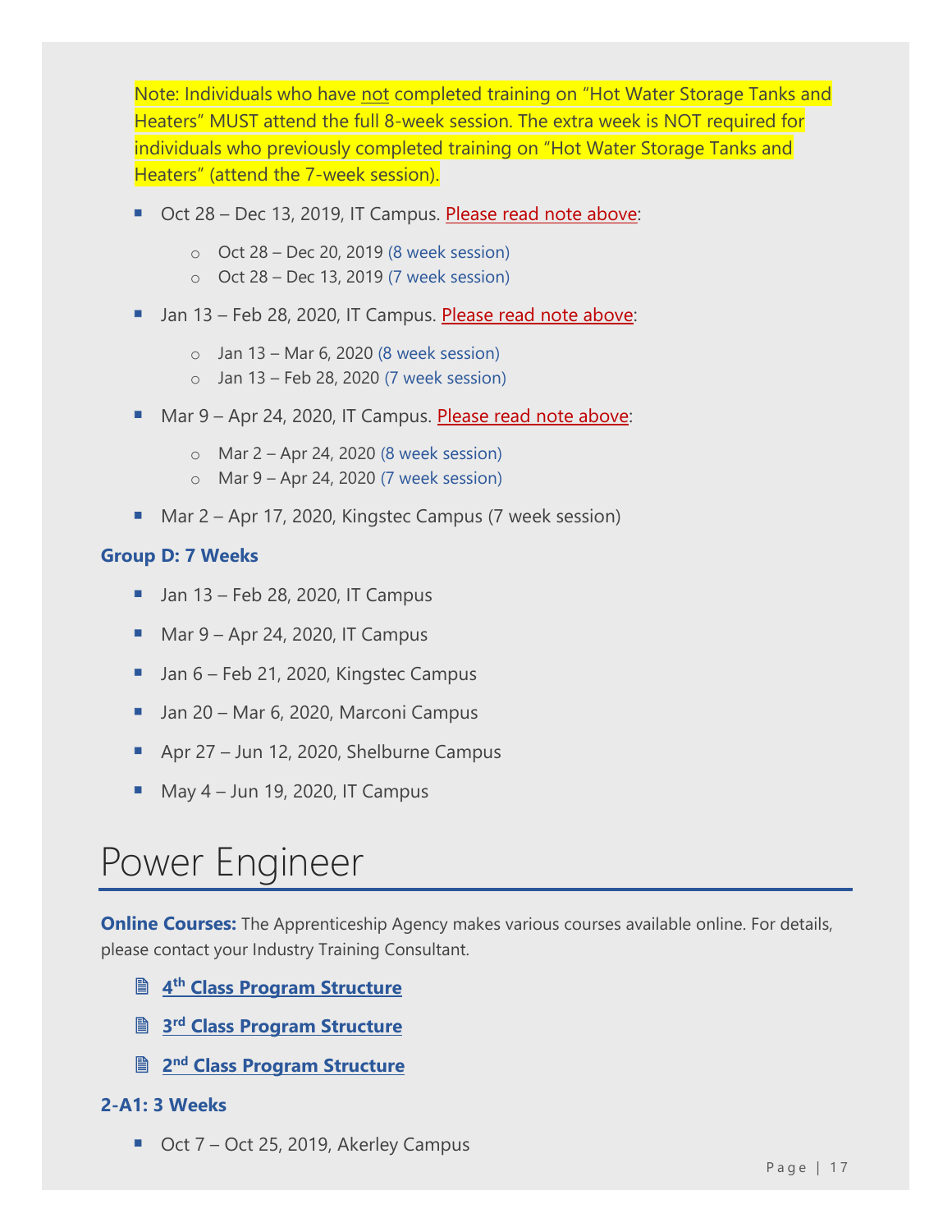Note: Individuals who have not completed training on “Hot Water Storage Tanks and Heaters” MUST attend the full 8-week session. The extra week is NOT required for individuals who previously completed training on “Hot Water Storage Tanks and Heaters” (attend the 7-week session).

- Oct 28 – Dec 13, 2019, IT Campus. Please read note above:
  - Oct 28 – Dec 20, 2019 (8 week session)
  - Oct 28 – Dec 13, 2019 (7 week session)
- Jan 13 – Feb 28, 2020, IT Campus. Please read note above:
  - Jan 13 – Mar 6, 2020 (8 week session)
  - Jan 13 – Feb 28, 2020 (7 week session)
- Mar 9 – Apr 24, 2020, IT Campus. Please read note above:
  - Mar 2 – Apr 24, 2020 (8 week session)
  - Mar 9 – Apr 24, 2020 (7 week session)
- Mar 2 – Apr 17, 2020, Kingstec Campus (7 week session)

**Group D: 7 Weeks**

- Jan 13 – Feb 28, 2020, IT Campus
- Mar 9 – Apr 24, 2020, IT Campus
- Jan 6 – Feb 21, 2020, Kingstec Campus
- Jan 20 – Mar 6, 2020, Marconi Campus
- Apr 27 – Jun 12, 2020, Shelburne Campus
- May 4 – Jun 19, 2020, IT Campus

# Power Engineer

**Online Courses:** The Apprenticeship Agency makes various courses available online. For details, please contact your Industry Training Consultant.

- **4th Class Program Structure**
- **3rd Class Program Structure**
- **2nd Class Program Structure**

**2-A1: 3 Weeks**

- Oct 7 – Oct 25, 2019, Akerley Campus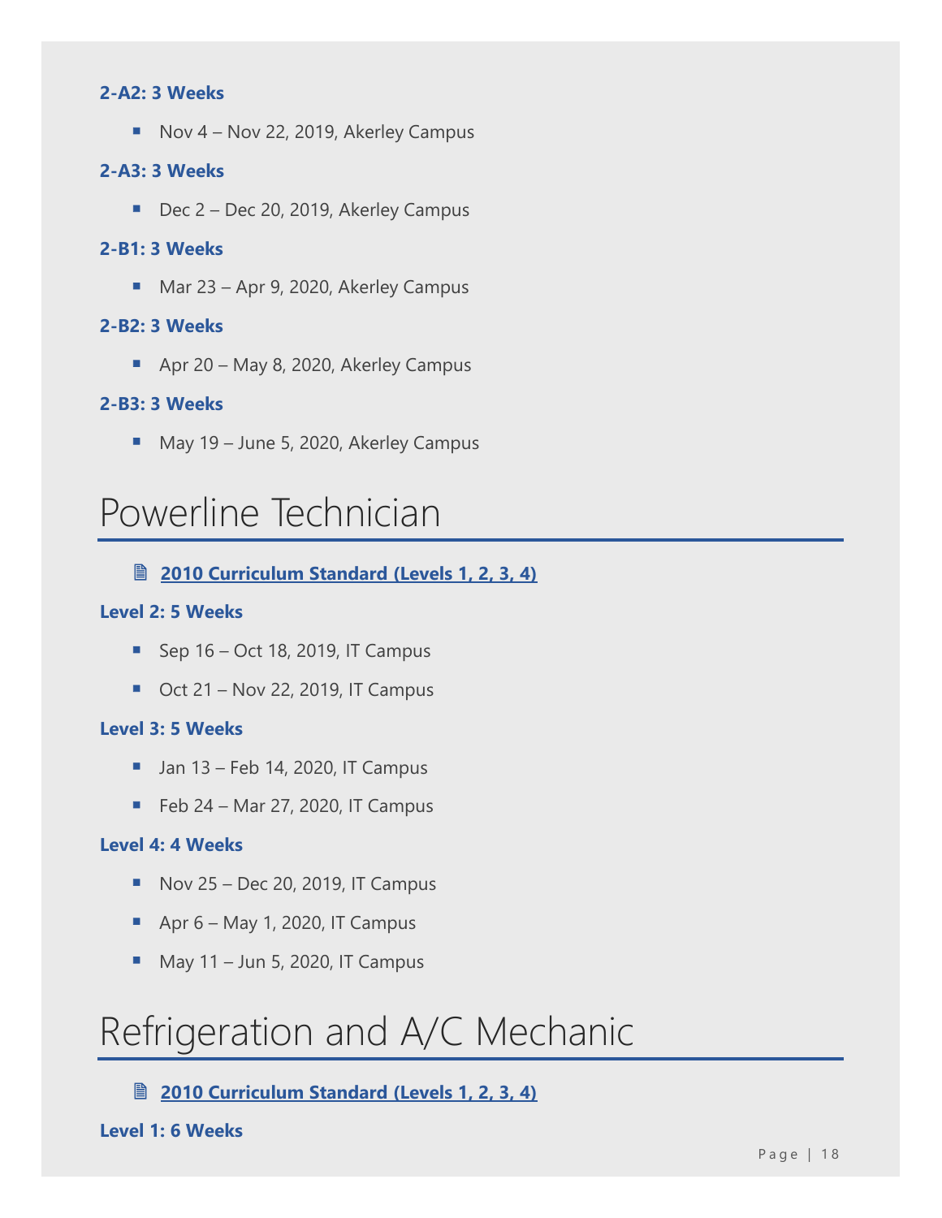**2-A2: 3 Weeks**

- Nov 4 – Nov 22, 2019, Akerley Campus

**2-A3: 3 Weeks**

- Dec 2 – Dec 20, 2019, Akerley Campus

**2-B1: 3 Weeks**

- Mar 23 – Apr 9, 2020, Akerley Campus

**2-B2: 3 Weeks**

- Apr 20 – May 8, 2020, Akerley Campus

**2-B3: 3 Weeks**

- May 19 – June 5, 2020, Akerley Campus

# Powerline Technician

**2010 Curriculum Standard (Levels 1, 2, 3, 4)**

**Level 2: 5 Weeks**

- Sep 16 – Oct 18, 2019, IT Campus
- Oct 21 – Nov 22, 2019, IT Campus

**Level 3: 5 Weeks**

- Jan 13 – Feb 14, 2020, IT Campus
- Feb 24 – Mar 27, 2020, IT Campus

**Level 4: 4 Weeks**

- Nov 25 – Dec 20, 2019, IT Campus
- Apr 6 – May 1, 2020, IT Campus
- May 11 – Jun 5, 2020, IT Campus

# Refrigeration and A/C Mechanic

**2010 Curriculum Standard (Levels 1, 2, 3, 4)**

**Level 1: 6 Weeks**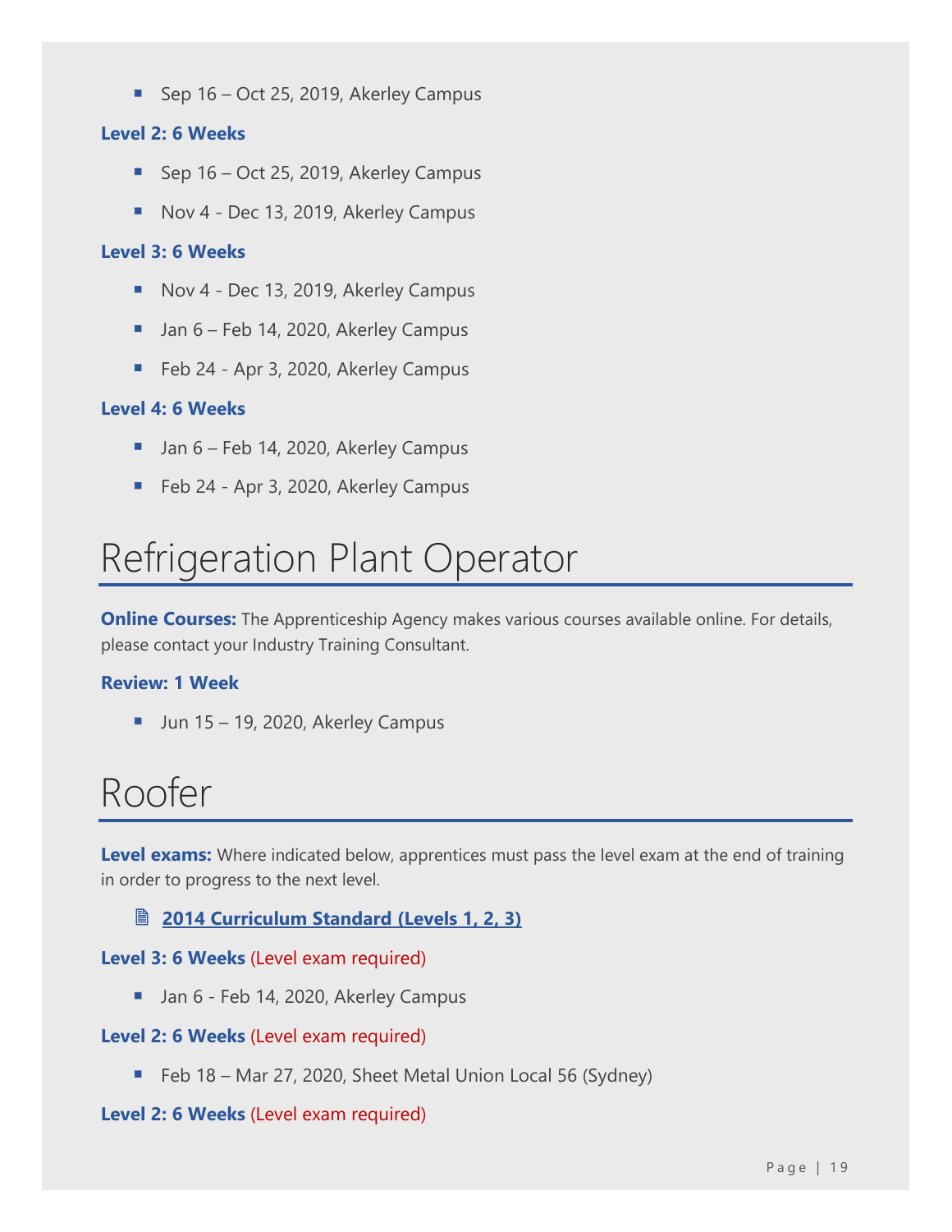- Sep 16 – Oct 25, 2019, Akerley Campus

**Level 2: 6 Weeks**

- Sep 16 – Oct 25, 2019, Akerley Campus
- Nov 4 - Dec 13, 2019, Akerley Campus

**Level 3: 6 Weeks**

- Nov 4 - Dec 13, 2019, Akerley Campus
- Jan 6 – Feb 14, 2020, Akerley Campus
- Feb 24 - Apr 3, 2020, Akerley Campus

**Level 4: 6 Weeks**

- Jan 6 – Feb 14, 2020, Akerley Campus
- Feb 24 - Apr 3, 2020, Akerley Campus

# Refrigeration Plant Operator

**Online Courses:** The Apprenticeship Agency makes various courses available online. For details, please contact your Industry Training Consultant.

**Review: 1 Week**

- Jun 15 – 19, 2020, Akerley Campus

# Roofer

**Level exams:** Where indicated below, apprentices must pass the level exam at the end of training in order to progress to the next level.

**2014 Curriculum Standard (Levels 1, 2, 3)**

**Level 3: 6 Weeks** (Level exam required)

- Jan 6 - Feb 14, 2020, Akerley Campus

**Level 2: 6 Weeks** (Level exam required)

- Feb 18 – Mar 27, 2020, Sheet Metal Union Local 56 (Sydney)

**Level 2: 6 Weeks** (Level exam required)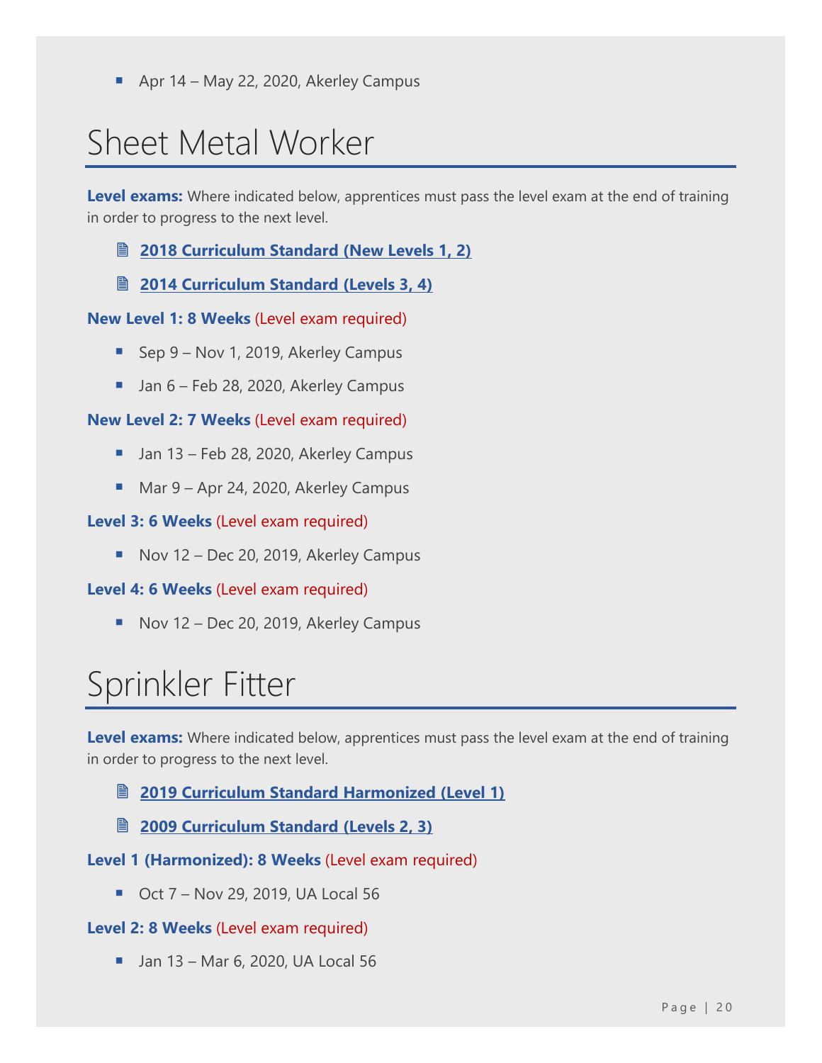- Apr 14 – May 22, 2020, Akerley Campus

# Sheet Metal Worker

**Level exams:** Where indicated below, apprentices must pass the level exam at the end of training in order to progress to the next level.

- 🗎 **2018 Curriculum Standard (New Levels 1, 2)**
- 🗎 **2014 Curriculum Standard (Levels 3, 4)**

**New Level 1: 8 Weeks** (Level exam required)

- Sep 9 – Nov 1, 2019, Akerley Campus
- Jan 6 – Feb 28, 2020, Akerley Campus

**New Level 2: 7 Weeks** (Level exam required)

- Jan 13 – Feb 28, 2020, Akerley Campus
- Mar 9 – Apr 24, 2020, Akerley Campus

**Level 3: 6 Weeks** (Level exam required)

- Nov 12 – Dec 20, 2019, Akerley Campus

**Level 4: 6 Weeks** (Level exam required)

- Nov 12 – Dec 20, 2019, Akerley Campus

# Sprinkler Fitter

**Level exams:** Where indicated below, apprentices must pass the level exam at the end of training in order to progress to the next level.

- 🗎 **2019 Curriculum Standard Harmonized (Level 1)**
- 🗎 **2009 Curriculum Standard (Levels 2, 3)**

**Level 1 (Harmonized): 8 Weeks** (Level exam required)

- Oct 7 – Nov 29, 2019, UA Local 56

**Level 2: 8 Weeks** (Level exam required)

- Jan 13 – Mar 6, 2020, UA Local 56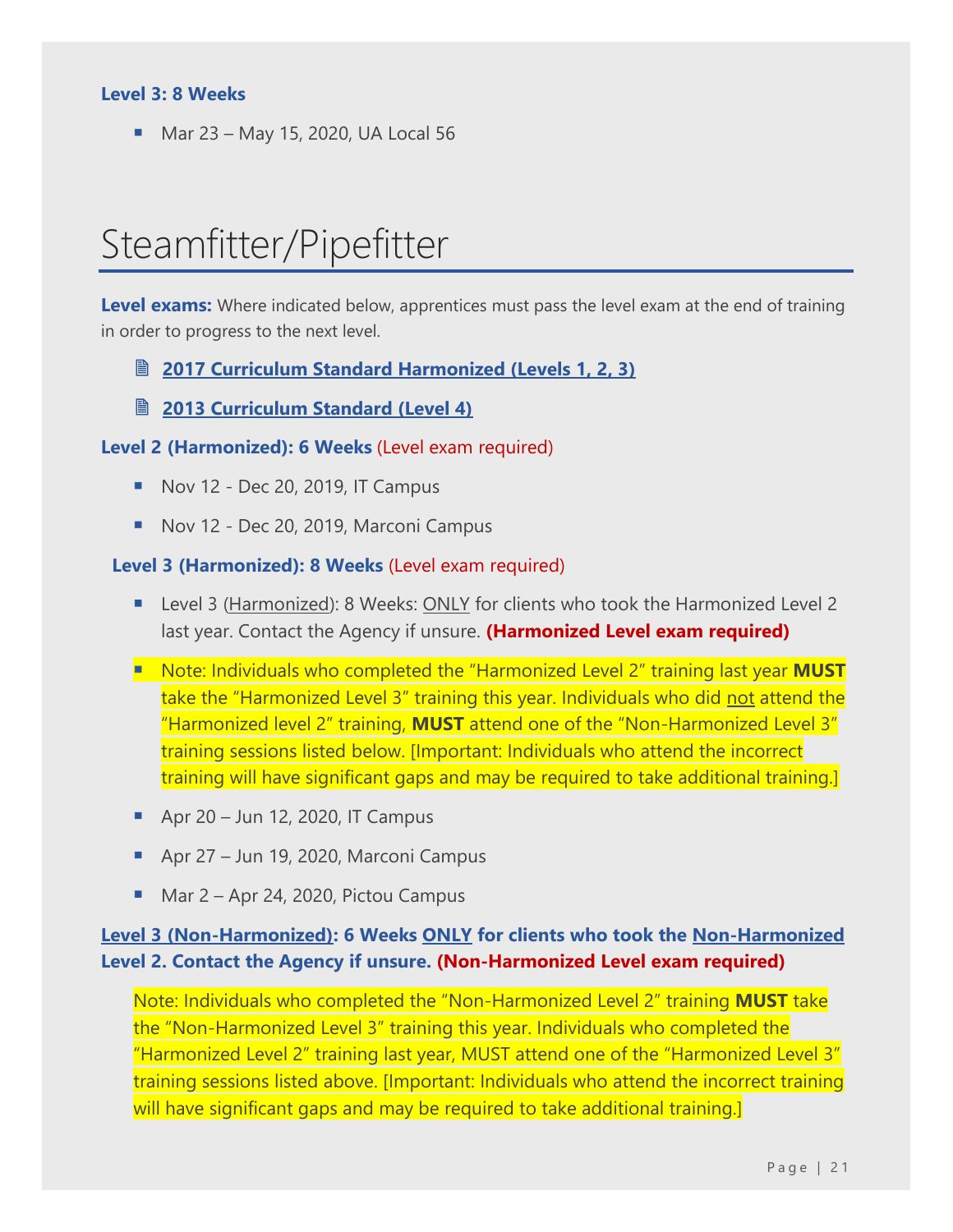**Level 3: 8 Weeks**

- Mar 23 – May 15, 2020, UA Local 56

# Steamfitter/Pipefitter

**Level exams:** Where indicated below, apprentices must pass the level exam at the end of training in order to progress to the next level.

- **2017 Curriculum Standard Harmonized (Levels 1, 2, 3)**
- **2013 Curriculum Standard (Level 4)**

**Level 2 (Harmonized): 6 Weeks** (Level exam required)

- Nov 12 - Dec 20, 2019, IT Campus
- Nov 12 - Dec 20, 2019, Marconi Campus

**Level 3 (Harmonized): 8 Weeks** (Level exam required)

- Level 3 (Harmonized): 8 Weeks: ONLY for clients who took the Harmonized Level 2 last year. Contact the Agency if unsure. **(Harmonized Level exam required)**
- Note: Individuals who completed the "Harmonized Level 2" training last year **MUST** take the "Harmonized Level 3" training this year. Individuals who did not attend the "Harmonized level 2" training, **MUST** attend one of the "Non-Harmonized Level 3" training sessions listed below. [Important: Individuals who attend the incorrect training will have significant gaps and may be required to take additional training.]
- Apr 20 – Jun 12, 2020, IT Campus
- Apr 27 – Jun 19, 2020, Marconi Campus
- Mar 2 – Apr 24, 2020, Pictou Campus

**Level 3 (Non-Harmonized): 6 Weeks ONLY for clients who took the Non-Harmonized Level 2. Contact the Agency if unsure. (Non-Harmonized Level exam required)**

Note: Individuals who completed the "Non-Harmonized Level 2" training **MUST** take the "Non-Harmonized Level 3" training this year. Individuals who completed the "Harmonized Level 2" training last year, MUST attend one of the "Harmonized Level 3" training sessions listed above. [Important: Individuals who attend the incorrect training will have significant gaps and may be required to take additional training.]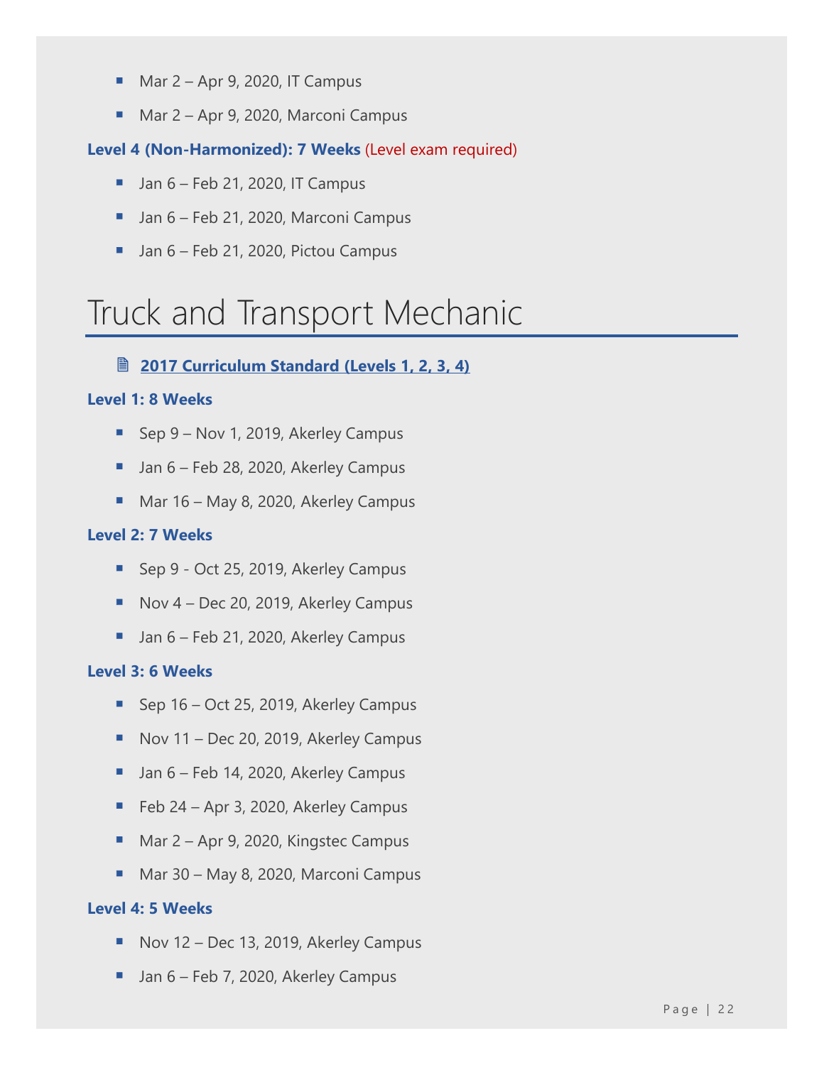- Mar 2 – Apr 9, 2020, IT Campus
- Mar 2 – Apr 9, 2020, Marconi Campus

**Level 4 (Non-Harmonized): 7 Weeks** (Level exam required)

- Jan 6 – Feb 21, 2020, IT Campus
- Jan 6 – Feb 21, 2020, Marconi Campus
- Jan 6 – Feb 21, 2020, Pictou Campus

# Truck and Transport Mechanic

- **2017 Curriculum Standard (Levels 1, 2, 3, 4)**

**Level 1: 8 Weeks**

- Sep 9 – Nov 1, 2019, Akerley Campus
- Jan 6 – Feb 28, 2020, Akerley Campus
- Mar 16 – May 8, 2020, Akerley Campus

**Level 2: 7 Weeks**

- Sep 9 - Oct 25, 2019, Akerley Campus
- Nov 4 – Dec 20, 2019, Akerley Campus
- Jan 6 – Feb 21, 2020, Akerley Campus

**Level 3: 6 Weeks**

- Sep 16 – Oct 25, 2019, Akerley Campus
- Nov 11 – Dec 20, 2019, Akerley Campus
- Jan 6 – Feb 14, 2020, Akerley Campus
- Feb 24 – Apr 3, 2020, Akerley Campus
- Mar 2 – Apr 9, 2020, Kingstec Campus
- Mar 30 – May 8, 2020, Marconi Campus

**Level 4: 5 Weeks**

- Nov 12 – Dec 13, 2019, Akerley Campus
- Jan 6 – Feb 7, 2020, Akerley Campus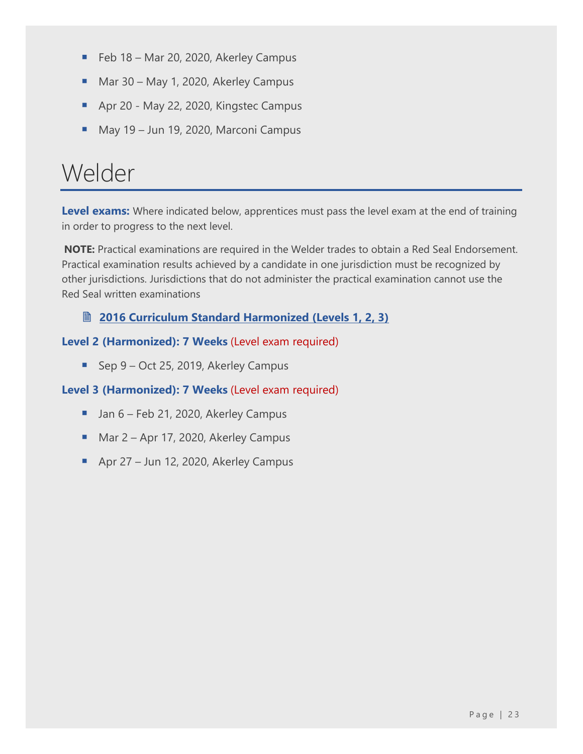- Feb 18 – Mar 20, 2020, Akerley Campus
- Mar 30 – May 1, 2020, Akerley Campus
- Apr 20 - May 22, 2020, Kingstec Campus
- May 19 – Jun 19, 2020, Marconi Campus

# Welder

**Level exams:** Where indicated below, apprentices must pass the level exam at the end of training in order to progress to the next level.

**NOTE:** Practical examinations are required in the Welder trades to obtain a Red Seal Endorsement. Practical examination results achieved by a candidate in one jurisdiction must be recognized by other jurisdictions. Jurisdictions that do not administer the practical examination cannot use the Red Seal written examinations

- **2016 Curriculum Standard Harmonized (Levels 1, 2, 3)**

**Level 2 (Harmonized): 7 Weeks** (Level exam required)

- Sep 9 – Oct 25, 2019, Akerley Campus

**Level 3 (Harmonized): 7 Weeks** (Level exam required)

- Jan 6 – Feb 21, 2020, Akerley Campus
- Mar 2 – Apr 17, 2020, Akerley Campus
- Apr 27 – Jun 12, 2020, Akerley Campus